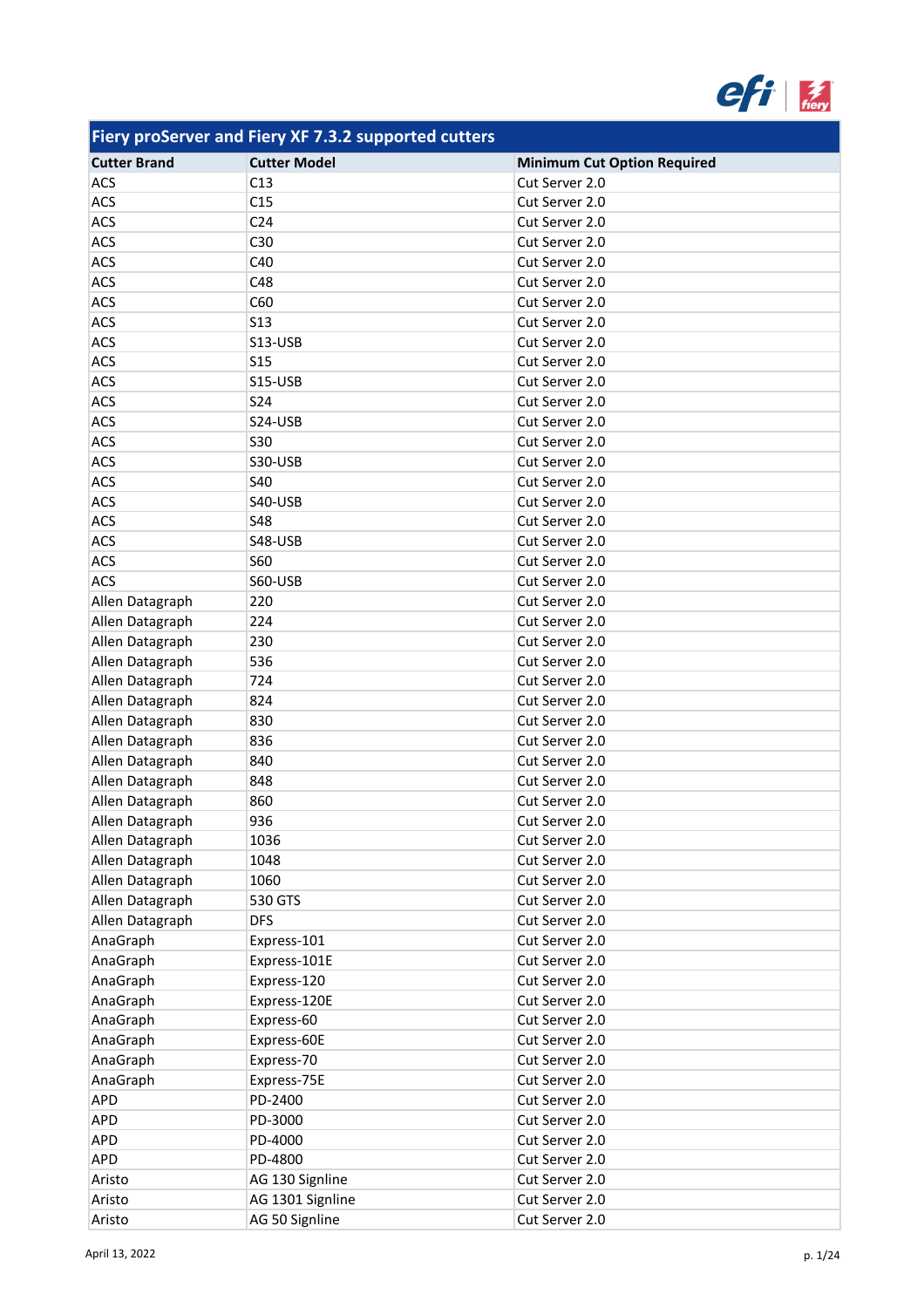# Fiery proServer and Fiery XF 7.3.2 supported cutters

| Cutter Brand | Cutter Model | Minimum Cut Option Required |
|---|---|---|
| ACS | C13 | Cut Server 2.0 |
| ACS | C15 | Cut Server 2.0 |
| ACS | C24 | Cut Server 2.0 |
| ACS | C30 | Cut Server 2.0 |
| ACS | C40 | Cut Server 2.0 |
| ACS | C48 | Cut Server 2.0 |
| ACS | C60 | Cut Server 2.0 |
| ACS | S13 | Cut Server 2.0 |
| ACS | S13-USB | Cut Server 2.0 |
| ACS | S15 | Cut Server 2.0 |
| ACS | S15-USB | Cut Server 2.0 |
| ACS | S24 | Cut Server 2.0 |
| ACS | S24-USB | Cut Server 2.0 |
| ACS | S30 | Cut Server 2.0 |
| ACS | S30-USB | Cut Server 2.0 |
| ACS | S40 | Cut Server 2.0 |
| ACS | S40-USB | Cut Server 2.0 |
| ACS | S48 | Cut Server 2.0 |
| ACS | S48-USB | Cut Server 2.0 |
| ACS | S60 | Cut Server 2.0 |
| ACS | S60-USB | Cut Server 2.0 |
| Allen Datagraph | 220 | Cut Server 2.0 |
| Allen Datagraph | 224 | Cut Server 2.0 |
| Allen Datagraph | 230 | Cut Server 2.0 |
| Allen Datagraph | 536 | Cut Server 2.0 |
| Allen Datagraph | 724 | Cut Server 2.0 |
| Allen Datagraph | 824 | Cut Server 2.0 |
| Allen Datagraph | 830 | Cut Server 2.0 |
| Allen Datagraph | 836 | Cut Server 2.0 |
| Allen Datagraph | 840 | Cut Server 2.0 |
| Allen Datagraph | 848 | Cut Server 2.0 |
| Allen Datagraph | 860 | Cut Server 2.0 |
| Allen Datagraph | 936 | Cut Server 2.0 |
| Allen Datagraph | 1036 | Cut Server 2.0 |
| Allen Datagraph | 1048 | Cut Server 2.0 |
| Allen Datagraph | 1060 | Cut Server 2.0 |
| Allen Datagraph | 530 GTS | Cut Server 2.0 |
| Allen Datagraph | DFS | Cut Server 2.0 |
| AnaGraph | Express-101 | Cut Server 2.0 |
| AnaGraph | Express-101E | Cut Server 2.0 |
| AnaGraph | Express-120 | Cut Server 2.0 |
| AnaGraph | Express-120E | Cut Server 2.0 |
| AnaGraph | Express-60 | Cut Server 2.0 |
| AnaGraph | Express-60E | Cut Server 2.0 |
| AnaGraph | Express-70 | Cut Server 2.0 |
| AnaGraph | Express-75E | Cut Server 2.0 |
| APD | PD-2400 | Cut Server 2.0 |
| APD | PD-3000 | Cut Server 2.0 |
| APD | PD-4000 | Cut Server 2.0 |
| APD | PD-4800 | Cut Server 2.0 |
| Aristo | AG 130 Signline | Cut Server 2.0 |
| Aristo | AG 1301 Signline | Cut Server 2.0 |
| Aristo | AG 50 Signline | Cut Server 2.0 |

April 13, 2022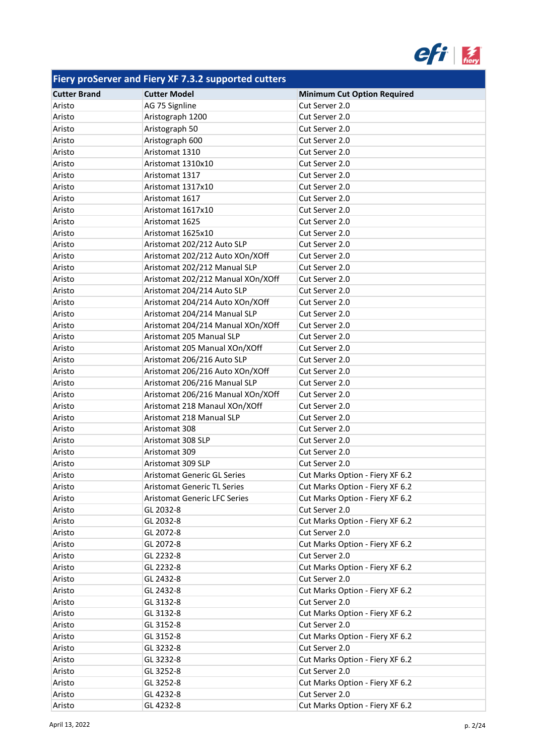## Fiery proServer and Fiery XF 7.3.2 supported cutters

| Cutter Brand | Cutter Model | Minimum Cut Option Required |
|---|---|---|
| Aristo | AG 75 Signline | Cut Server 2.0 |
| Aristo | Aristograph 1200 | Cut Server 2.0 |
| Aristo | Aristograph 50 | Cut Server 2.0 |
| Aristo | Aristograph 600 | Cut Server 2.0 |
| Aristo | Aristomat 1310 | Cut Server 2.0 |
| Aristo | Aristomat 1310x10 | Cut Server 2.0 |
| Aristo | Aristomat 1317 | Cut Server 2.0 |
| Aristo | Aristomat 1317x10 | Cut Server 2.0 |
| Aristo | Aristomat 1617 | Cut Server 2.0 |
| Aristo | Aristomat 1617x10 | Cut Server 2.0 |
| Aristo | Aristomat 1625 | Cut Server 2.0 |
| Aristo | Aristomat 1625x10 | Cut Server 2.0 |
| Aristo | Aristomat 202/212 Auto SLP | Cut Server 2.0 |
| Aristo | Aristomat 202/212 Auto XOn/XOff | Cut Server 2.0 |
| Aristo | Aristomat 202/212 Manual SLP | Cut Server 2.0 |
| Aristo | Aristomat 202/212 Manual XOn/XOff | Cut Server 2.0 |
| Aristo | Aristomat 204/214 Auto SLP | Cut Server 2.0 |
| Aristo | Aristomat 204/214 Auto XOn/XOff | Cut Server 2.0 |
| Aristo | Aristomat 204/214 Manual SLP | Cut Server 2.0 |
| Aristo | Aristomat 204/214 Manual XOn/XOff | Cut Server 2.0 |
| Aristo | Aristomat 205 Manual SLP | Cut Server 2.0 |
| Aristo | Aristomat 205 Manual XOn/XOff | Cut Server 2.0 |
| Aristo | Aristomat 206/216 Auto SLP | Cut Server 2.0 |
| Aristo | Aristomat 206/216 Auto XOn/XOff | Cut Server 2.0 |
| Aristo | Aristomat 206/216 Manual SLP | Cut Server 2.0 |
| Aristo | Aristomat 206/216 Manual XOn/XOff | Cut Server 2.0 |
| Aristo | Aristomat 218 Manaul XOn/XOff | Cut Server 2.0 |
| Aristo | Aristomat 218 Manual SLP | Cut Server 2.0 |
| Aristo | Aristomat 308 | Cut Server 2.0 |
| Aristo | Aristomat 308 SLP | Cut Server 2.0 |
| Aristo | Aristomat 309 | Cut Server 2.0 |
| Aristo | Aristomat 309 SLP | Cut Server 2.0 |
| Aristo | Aristomat Generic GL Series | Cut Marks Option - Fiery XF 6.2 |
| Aristo | Aristomat Generic TL Series | Cut Marks Option - Fiery XF 6.2 |
| Aristo | Aristomat Generic LFC Series | Cut Marks Option - Fiery XF 6.2 |
| Aristo | GL 2032-8 | Cut Server 2.0 |
| Aristo | GL 2032-8 | Cut Marks Option - Fiery XF 6.2 |
| Aristo | GL 2072-8 | Cut Server 2.0 |
| Aristo | GL 2072-8 | Cut Marks Option - Fiery XF 6.2 |
| Aristo | GL 2232-8 | Cut Server 2.0 |
| Aristo | GL 2232-8 | Cut Marks Option - Fiery XF 6.2 |
| Aristo | GL 2432-8 | Cut Server 2.0 |
| Aristo | GL 2432-8 | Cut Marks Option - Fiery XF 6.2 |
| Aristo | GL 3132-8 | Cut Server 2.0 |
| Aristo | GL 3132-8 | Cut Marks Option - Fiery XF 6.2 |
| Aristo | GL 3152-8 | Cut Server 2.0 |
| Aristo | GL 3152-8 | Cut Marks Option - Fiery XF 6.2 |
| Aristo | GL 3232-8 | Cut Server 2.0 |
| Aristo | GL 3232-8 | Cut Marks Option - Fiery XF 6.2 |
| Aristo | GL 3252-8 | Cut Server 2.0 |
| Aristo | GL 3252-8 | Cut Marks Option - Fiery XF 6.2 |
| Aristo | GL 4232-8 | Cut Server 2.0 |
| Aristo | GL 4232-8 | Cut Marks Option - Fiery XF 6.2 |

April 13, 2022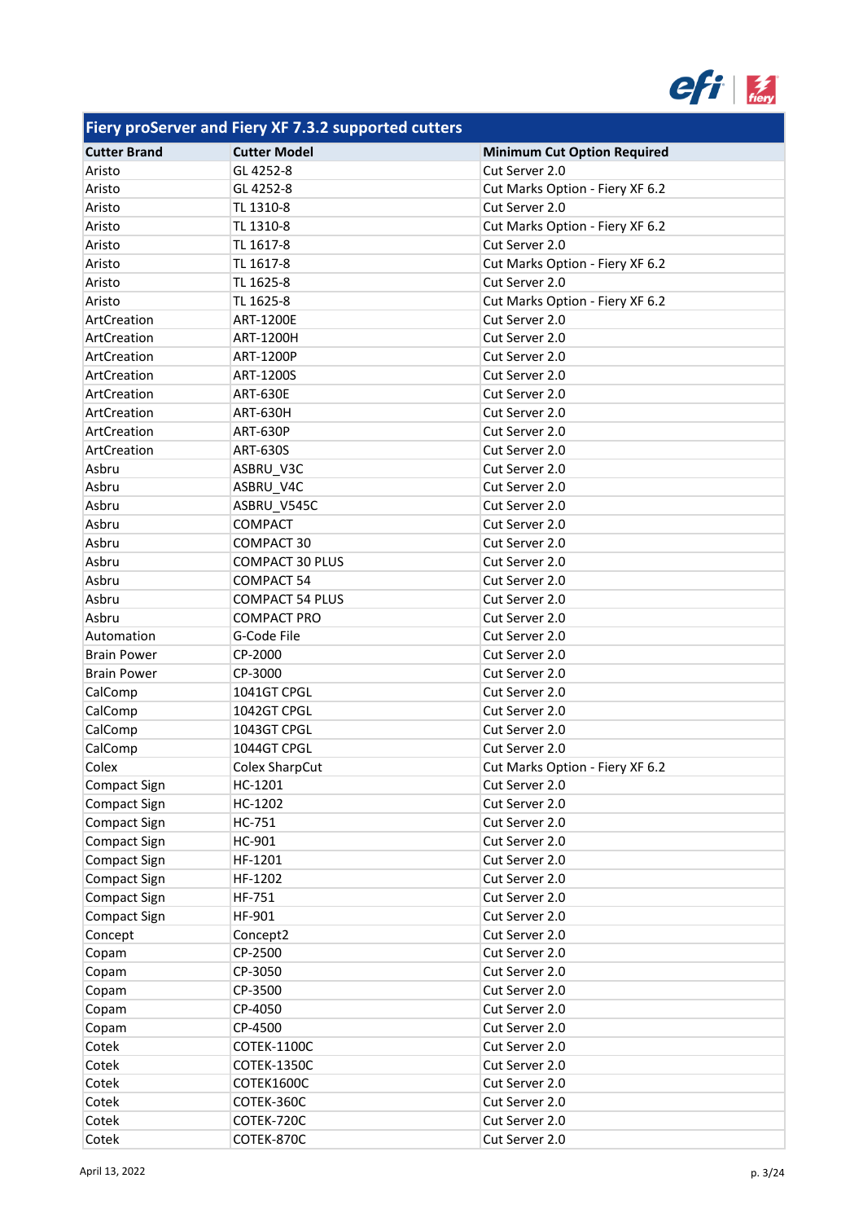| Fiery proServer and Fiery XF 7.3.2 supported cutters | | |
|---|---|---|
| **Cutter Brand** | **Cutter Model** | **Minimum Cut Option Required** |
| Aristo | GL 4252-8 | Cut Server 2.0 |
| Aristo | GL 4252-8 | Cut Marks Option - Fiery XF 6.2 |
| Aristo | TL 1310-8 | Cut Server 2.0 |
| Aristo | TL 1310-8 | Cut Marks Option - Fiery XF 6.2 |
| Aristo | TL 1617-8 | Cut Server 2.0 |
| Aristo | TL 1617-8 | Cut Marks Option - Fiery XF 6.2 |
| Aristo | TL 1625-8 | Cut Server 2.0 |
| Aristo | TL 1625-8 | Cut Marks Option - Fiery XF 6.2 |
| ArtCreation | ART-1200E | Cut Server 2.0 |
| ArtCreation | ART-1200H | Cut Server 2.0 |
| ArtCreation | ART-1200P | Cut Server 2.0 |
| ArtCreation | ART-1200S | Cut Server 2.0 |
| ArtCreation | ART-630E | Cut Server 2.0 |
| ArtCreation | ART-630H | Cut Server 2.0 |
| ArtCreation | ART-630P | Cut Server 2.0 |
| ArtCreation | ART-630S | Cut Server 2.0 |
| Asbru | ASBRU_V3C | Cut Server 2.0 |
| Asbru | ASBRU_V4C | Cut Server 2.0 |
| Asbru | ASBRU_V545C | Cut Server 2.0 |
| Asbru | COMPACT | Cut Server 2.0 |
| Asbru | COMPACT 30 | Cut Server 2.0 |
| Asbru | COMPACT 30 PLUS | Cut Server 2.0 |
| Asbru | COMPACT 54 | Cut Server 2.0 |
| Asbru | COMPACT 54 PLUS | Cut Server 2.0 |
| Asbru | COMPACT PRO | Cut Server 2.0 |
| Automation | G-Code File | Cut Server 2.0 |
| Brain Power | CP-2000 | Cut Server 2.0 |
| Brain Power | CP-3000 | Cut Server 2.0 |
| CalComp | 1041GT CPGL | Cut Server 2.0 |
| CalComp | 1042GT CPGL | Cut Server 2.0 |
| CalComp | 1043GT CPGL | Cut Server 2.0 |
| CalComp | 1044GT CPGL | Cut Server 2.0 |
| Colex | Colex SharpCut | Cut Marks Option - Fiery XF 6.2 |
| Compact Sign | HC-1201 | Cut Server 2.0 |
| Compact Sign | HC-1202 | Cut Server 2.0 |
| Compact Sign | HC-751 | Cut Server 2.0 |
| Compact Sign | HC-901 | Cut Server 2.0 |
| Compact Sign | HF-1201 | Cut Server 2.0 |
| Compact Sign | HF-1202 | Cut Server 2.0 |
| Compact Sign | HF-751 | Cut Server 2.0 |
| Compact Sign | HF-901 | Cut Server 2.0 |
| Concept | Concept2 | Cut Server 2.0 |
| Copam | CP-2500 | Cut Server 2.0 |
| Copam | CP-3050 | Cut Server 2.0 |
| Copam | CP-3500 | Cut Server 2.0 |
| Copam | CP-4050 | Cut Server 2.0 |
| Copam | CP-4500 | Cut Server 2.0 |
| Cotek | COTEK-1100C | Cut Server 2.0 |
| Cotek | COTEK-1350C | Cut Server 2.0 |
| Cotek | COTEK1600C | Cut Server 2.0 |
| Cotek | COTEK-360C | Cut Server 2.0 |
| Cotek | COTEK-720C | Cut Server 2.0 |
| Cotek | COTEK-870C | Cut Server 2.0 |

April 13, 2022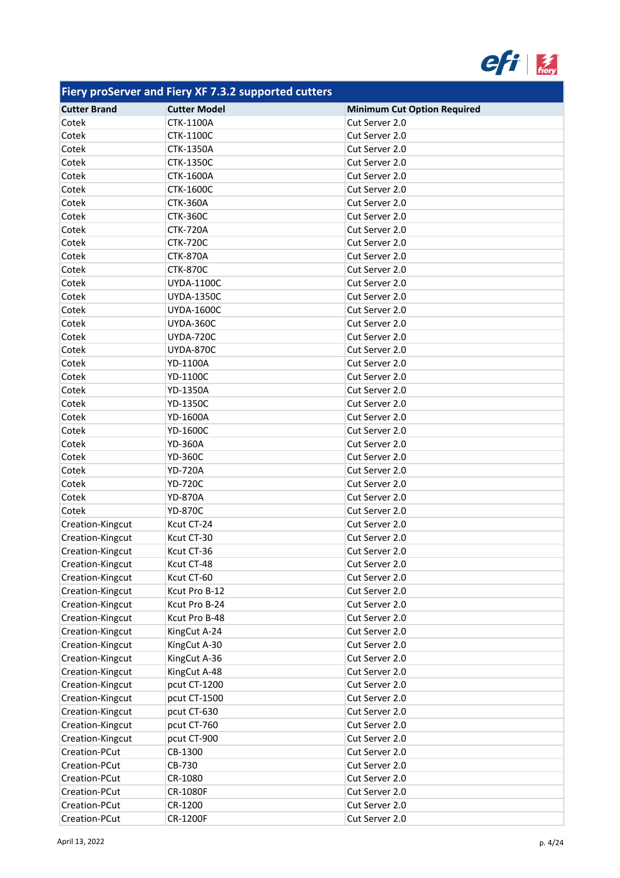| Fiery proServer and Fiery XF 7.3.2 supported cutters | | |
|---|---|---|
| **Cutter Brand** | **Cutter Model** | **Minimum Cut Option Required** |
| Cotek | CTK-1100A | Cut Server 2.0 |
| Cotek | CTK-1100C | Cut Server 2.0 |
| Cotek | CTK-1350A | Cut Server 2.0 |
| Cotek | CTK-1350C | Cut Server 2.0 |
| Cotek | CTK-1600A | Cut Server 2.0 |
| Cotek | CTK-1600C | Cut Server 2.0 |
| Cotek | CTK-360A | Cut Server 2.0 |
| Cotek | CTK-360C | Cut Server 2.0 |
| Cotek | CTK-720A | Cut Server 2.0 |
| Cotek | CTK-720C | Cut Server 2.0 |
| Cotek | CTK-870A | Cut Server 2.0 |
| Cotek | CTK-870C | Cut Server 2.0 |
| Cotek | UYDA-1100C | Cut Server 2.0 |
| Cotek | UYDA-1350C | Cut Server 2.0 |
| Cotek | UYDA-1600C | Cut Server 2.0 |
| Cotek | UYDA-360C | Cut Server 2.0 |
| Cotek | UYDA-720C | Cut Server 2.0 |
| Cotek | UYDA-870C | Cut Server 2.0 |
| Cotek | YD-1100A | Cut Server 2.0 |
| Cotek | YD-1100C | Cut Server 2.0 |
| Cotek | YD-1350A | Cut Server 2.0 |
| Cotek | YD-1350C | Cut Server 2.0 |
| Cotek | YD-1600A | Cut Server 2.0 |
| Cotek | YD-1600C | Cut Server 2.0 |
| Cotek | YD-360A | Cut Server 2.0 |
| Cotek | YD-360C | Cut Server 2.0 |
| Cotek | YD-720A | Cut Server 2.0 |
| Cotek | YD-720C | Cut Server 2.0 |
| Cotek | YD-870A | Cut Server 2.0 |
| Cotek | YD-870C | Cut Server 2.0 |
| Creation-Kingcut | Kcut CT-24 | Cut Server 2.0 |
| Creation-Kingcut | Kcut CT-30 | Cut Server 2.0 |
| Creation-Kingcut | Kcut CT-36 | Cut Server 2.0 |
| Creation-Kingcut | Kcut CT-48 | Cut Server 2.0 |
| Creation-Kingcut | Kcut CT-60 | Cut Server 2.0 |
| Creation-Kingcut | Kcut Pro B-12 | Cut Server 2.0 |
| Creation-Kingcut | Kcut Pro B-24 | Cut Server 2.0 |
| Creation-Kingcut | Kcut Pro B-48 | Cut Server 2.0 |
| Creation-Kingcut | KingCut A-24 | Cut Server 2.0 |
| Creation-Kingcut | KingCut A-30 | Cut Server 2.0 |
| Creation-Kingcut | KingCut A-36 | Cut Server 2.0 |
| Creation-Kingcut | KingCut A-48 | Cut Server 2.0 |
| Creation-Kingcut | pcut CT-1200 | Cut Server 2.0 |
| Creation-Kingcut | pcut CT-1500 | Cut Server 2.0 |
| Creation-Kingcut | pcut CT-630 | Cut Server 2.0 |
| Creation-Kingcut | pcut CT-760 | Cut Server 2.0 |
| Creation-Kingcut | pcut CT-900 | Cut Server 2.0 |
| Creation-PCut | CB-1300 | Cut Server 2.0 |
| Creation-PCut | CB-730 | Cut Server 2.0 |
| Creation-PCut | CR-1080 | Cut Server 2.0 |
| Creation-PCut | CR-1080F | Cut Server 2.0 |
| Creation-PCut | CR-1200 | Cut Server 2.0 |
| Creation-PCut | CR-1200F | Cut Server 2.0 |

April 13, 2022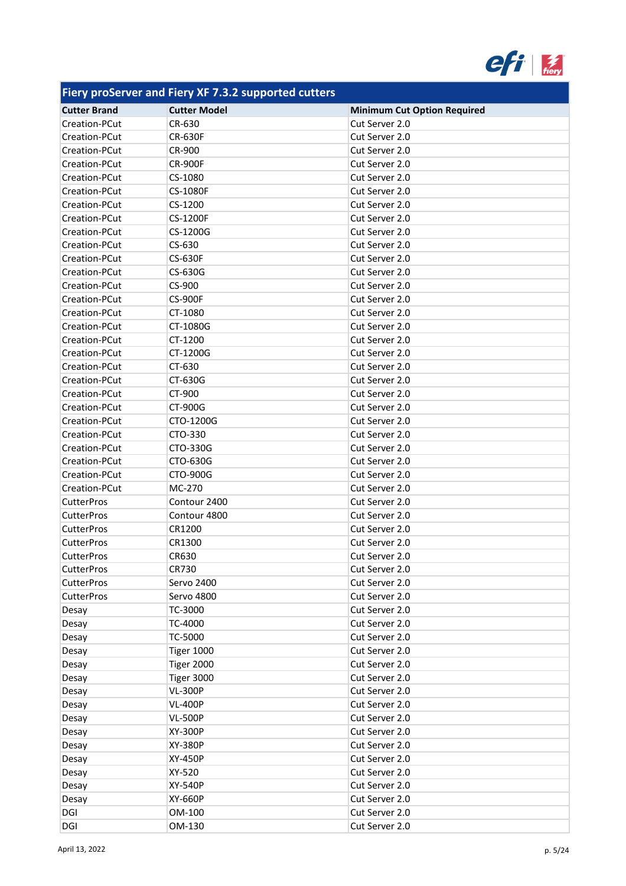| Fiery proServer and Fiery XF 7.3.2 supported cutters | | |
|---|---|---|
| **Cutter Brand** | **Cutter Model** | **Minimum Cut Option Required** |
| Creation-PCut | CR-630 | Cut Server 2.0 |
| Creation-PCut | CR-630F | Cut Server 2.0 |
| Creation-PCut | CR-900 | Cut Server 2.0 |
| Creation-PCut | CR-900F | Cut Server 2.0 |
| Creation-PCut | CS-1080 | Cut Server 2.0 |
| Creation-PCut | CS-1080F | Cut Server 2.0 |
| Creation-PCut | CS-1200 | Cut Server 2.0 |
| Creation-PCut | CS-1200F | Cut Server 2.0 |
| Creation-PCut | CS-1200G | Cut Server 2.0 |
| Creation-PCut | CS-630 | Cut Server 2.0 |
| Creation-PCut | CS-630F | Cut Server 2.0 |
| Creation-PCut | CS-630G | Cut Server 2.0 |
| Creation-PCut | CS-900 | Cut Server 2.0 |
| Creation-PCut | CS-900F | Cut Server 2.0 |
| Creation-PCut | CT-1080 | Cut Server 2.0 |
| Creation-PCut | CT-1080G | Cut Server 2.0 |
| Creation-PCut | CT-1200 | Cut Server 2.0 |
| Creation-PCut | CT-1200G | Cut Server 2.0 |
| Creation-PCut | CT-630 | Cut Server 2.0 |
| Creation-PCut | CT-630G | Cut Server 2.0 |
| Creation-PCut | CT-900 | Cut Server 2.0 |
| Creation-PCut | CT-900G | Cut Server 2.0 |
| Creation-PCut | CTO-1200G | Cut Server 2.0 |
| Creation-PCut | CTO-330 | Cut Server 2.0 |
| Creation-PCut | CTO-330G | Cut Server 2.0 |
| Creation-PCut | CTO-630G | Cut Server 2.0 |
| Creation-PCut | CTO-900G | Cut Server 2.0 |
| Creation-PCut | MC-270 | Cut Server 2.0 |
| CutterPros | Contour 2400 | Cut Server 2.0 |
| CutterPros | Contour 4800 | Cut Server 2.0 |
| CutterPros | CR1200 | Cut Server 2.0 |
| CutterPros | CR1300 | Cut Server 2.0 |
| CutterPros | CR630 | Cut Server 2.0 |
| CutterPros | CR730 | Cut Server 2.0 |
| CutterPros | Servo 2400 | Cut Server 2.0 |
| CutterPros | Servo 4800 | Cut Server 2.0 |
| Desay | TC-3000 | Cut Server 2.0 |
| Desay | TC-4000 | Cut Server 2.0 |
| Desay | TC-5000 | Cut Server 2.0 |
| Desay | Tiger 1000 | Cut Server 2.0 |
| Desay | Tiger 2000 | Cut Server 2.0 |
| Desay | Tiger 3000 | Cut Server 2.0 |
| Desay | VL-300P | Cut Server 2.0 |
| Desay | VL-400P | Cut Server 2.0 |
| Desay | VL-500P | Cut Server 2.0 |
| Desay | XY-300P | Cut Server 2.0 |
| Desay | XY-380P | Cut Server 2.0 |
| Desay | XY-450P | Cut Server 2.0 |
| Desay | XY-520 | Cut Server 2.0 |
| Desay | XY-540P | Cut Server 2.0 |
| Desay | XY-660P | Cut Server 2.0 |
| DGI | OM-100 | Cut Server 2.0 |
| DGI | OM-130 | Cut Server 2.0 |

April 13, 2022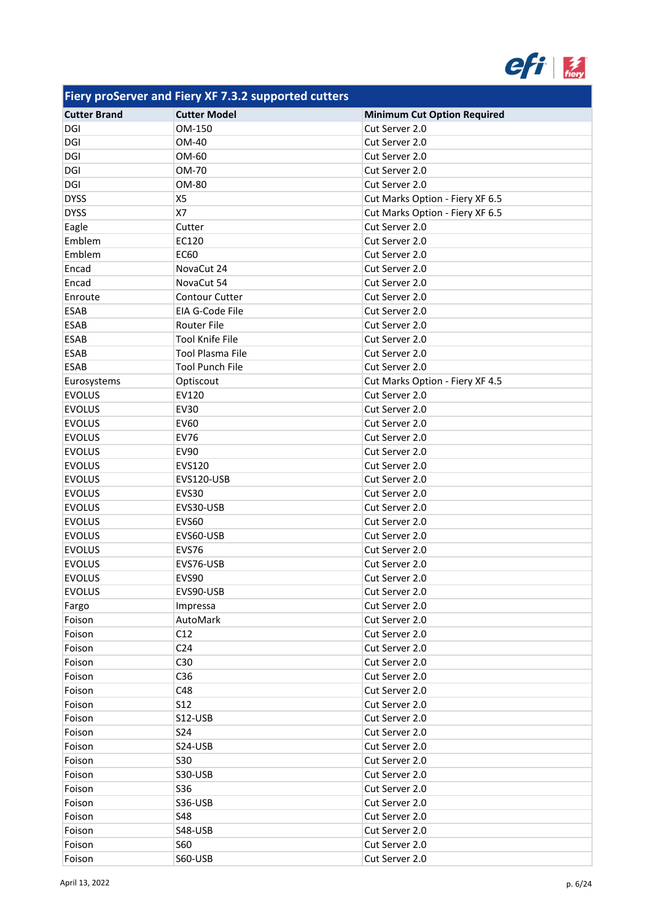## Fiery proServer and Fiery XF 7.3.2 supported cutters

| Cutter Brand | Cutter Model | Minimum Cut Option Required |
|---|---|---|
| DGI | OM-150 | Cut Server 2.0 |
| DGI | OM-40 | Cut Server 2.0 |
| DGI | OM-60 | Cut Server 2.0 |
| DGI | OM-70 | Cut Server 2.0 |
| DGI | OM-80 | Cut Server 2.0 |
| DYSS | X5 | Cut Marks Option - Fiery XF 6.5 |
| DYSS | X7 | Cut Marks Option - Fiery XF 6.5 |
| Eagle | Cutter | Cut Server 2.0 |
| Emblem | EC120 | Cut Server 2.0 |
| Emblem | EC60 | Cut Server 2.0 |
| Encad | NovaCut 24 | Cut Server 2.0 |
| Encad | NovaCut 54 | Cut Server 2.0 |
| Enroute | Contour Cutter | Cut Server 2.0 |
| ESAB | EIA G-Code File | Cut Server 2.0 |
| ESAB | Router File | Cut Server 2.0 |
| ESAB | Tool Knife File | Cut Server 2.0 |
| ESAB | Tool Plasma File | Cut Server 2.0 |
| ESAB | Tool Punch File | Cut Server 2.0 |
| Eurosystems | Optiscout | Cut Marks Option - Fiery XF 4.5 |
| EVOLUS | EV120 | Cut Server 2.0 |
| EVOLUS | EV30 | Cut Server 2.0 |
| EVOLUS | EV60 | Cut Server 2.0 |
| EVOLUS | EV76 | Cut Server 2.0 |
| EVOLUS | EV90 | Cut Server 2.0 |
| EVOLUS | EVS120 | Cut Server 2.0 |
| EVOLUS | EVS120-USB | Cut Server 2.0 |
| EVOLUS | EVS30 | Cut Server 2.0 |
| EVOLUS | EVS30-USB | Cut Server 2.0 |
| EVOLUS | EVS60 | Cut Server 2.0 |
| EVOLUS | EVS60-USB | Cut Server 2.0 |
| EVOLUS | EVS76 | Cut Server 2.0 |
| EVOLUS | EVS76-USB | Cut Server 2.0 |
| EVOLUS | EVS90 | Cut Server 2.0 |
| EVOLUS | EVS90-USB | Cut Server 2.0 |
| Fargo | Impressa | Cut Server 2.0 |
| Foison | AutoMark | Cut Server 2.0 |
| Foison | C12 | Cut Server 2.0 |
| Foison | C24 | Cut Server 2.0 |
| Foison | C30 | Cut Server 2.0 |
| Foison | C36 | Cut Server 2.0 |
| Foison | C48 | Cut Server 2.0 |
| Foison | S12 | Cut Server 2.0 |
| Foison | S12-USB | Cut Server 2.0 |
| Foison | S24 | Cut Server 2.0 |
| Foison | S24-USB | Cut Server 2.0 |
| Foison | S30 | Cut Server 2.0 |
| Foison | S30-USB | Cut Server 2.0 |
| Foison | S36 | Cut Server 2.0 |
| Foison | S36-USB | Cut Server 2.0 |
| Foison | S48 | Cut Server 2.0 |
| Foison | S48-USB | Cut Server 2.0 |
| Foison | S60 | Cut Server 2.0 |
| Foison | S60-USB | Cut Server 2.0 |

April 13, 2022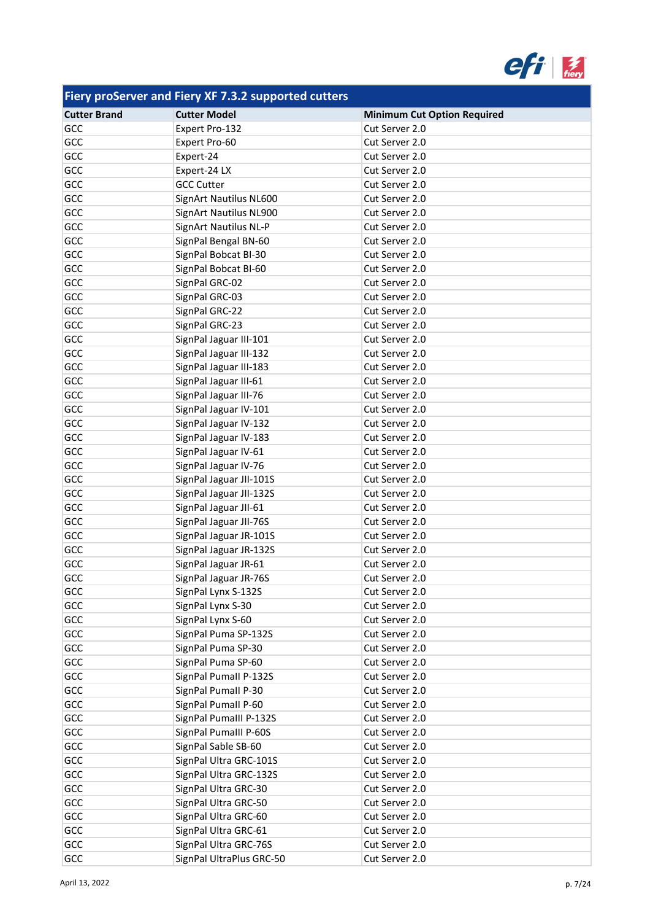| Fiery proServer and Fiery XF 7.3.2 supported cutters | | |
|---|---|---|
| **Cutter Brand** | **Cutter Model** | **Minimum Cut Option Required** |
| GCC | Expert Pro-132 | Cut Server 2.0 |
| GCC | Expert Pro-60 | Cut Server 2.0 |
| GCC | Expert-24 | Cut Server 2.0 |
| GCC | Expert-24 LX | Cut Server 2.0 |
| GCC | GCC Cutter | Cut Server 2.0 |
| GCC | SignArt Nautilus NL600 | Cut Server 2.0 |
| GCC | SignArt Nautilus NL900 | Cut Server 2.0 |
| GCC | SignArt Nautilus NL-P | Cut Server 2.0 |
| GCC | SignPal Bengal BN-60 | Cut Server 2.0 |
| GCC | SignPal Bobcat BI-30 | Cut Server 2.0 |
| GCC | SignPal Bobcat BI-60 | Cut Server 2.0 |
| GCC | SignPal GRC-02 | Cut Server 2.0 |
| GCC | SignPal GRC-03 | Cut Server 2.0 |
| GCC | SignPal GRC-22 | Cut Server 2.0 |
| GCC | SignPal GRC-23 | Cut Server 2.0 |
| GCC | SignPal Jaguar III-101 | Cut Server 2.0 |
| GCC | SignPal Jaguar III-132 | Cut Server 2.0 |
| GCC | SignPal Jaguar III-183 | Cut Server 2.0 |
| GCC | SignPal Jaguar III-61 | Cut Server 2.0 |
| GCC | SignPal Jaguar III-76 | Cut Server 2.0 |
| GCC | SignPal Jaguar IV-101 | Cut Server 2.0 |
| GCC | SignPal Jaguar IV-132 | Cut Server 2.0 |
| GCC | SignPal Jaguar IV-183 | Cut Server 2.0 |
| GCC | SignPal Jaguar IV-61 | Cut Server 2.0 |
| GCC | SignPal Jaguar IV-76 | Cut Server 2.0 |
| GCC | SignPal Jaguar JII-101S | Cut Server 2.0 |
| GCC | SignPal Jaguar JII-132S | Cut Server 2.0 |
| GCC | SignPal Jaguar JII-61 | Cut Server 2.0 |
| GCC | SignPal Jaguar JII-76S | Cut Server 2.0 |
| GCC | SignPal Jaguar JR-101S | Cut Server 2.0 |
| GCC | SignPal Jaguar JR-132S | Cut Server 2.0 |
| GCC | SignPal Jaguar JR-61 | Cut Server 2.0 |
| GCC | SignPal Jaguar JR-76S | Cut Server 2.0 |
| GCC | SignPal Lynx S-132S | Cut Server 2.0 |
| GCC | SignPal Lynx S-30 | Cut Server 2.0 |
| GCC | SignPal Lynx S-60 | Cut Server 2.0 |
| GCC | SignPal Puma SP-132S | Cut Server 2.0 |
| GCC | SignPal Puma SP-30 | Cut Server 2.0 |
| GCC | SignPal Puma SP-60 | Cut Server 2.0 |
| GCC | SignPal PumaII P-132S | Cut Server 2.0 |
| GCC | SignPal PumaII P-30 | Cut Server 2.0 |
| GCC | SignPal PumaII P-60 | Cut Server 2.0 |
| GCC | SignPal PumaIII P-132S | Cut Server 2.0 |
| GCC | SignPal PumaIII P-60S | Cut Server 2.0 |
| GCC | SignPal Sable SB-60 | Cut Server 2.0 |
| GCC | SignPal Ultra GRC-101S | Cut Server 2.0 |
| GCC | SignPal Ultra GRC-132S | Cut Server 2.0 |
| GCC | SignPal Ultra GRC-30 | Cut Server 2.0 |
| GCC | SignPal Ultra GRC-50 | Cut Server 2.0 |
| GCC | SignPal Ultra GRC-60 | Cut Server 2.0 |
| GCC | SignPal Ultra GRC-61 | Cut Server 2.0 |
| GCC | SignPal Ultra GRC-76S | Cut Server 2.0 |
| GCC | SignPal UltraPlus GRC-50 | Cut Server 2.0 |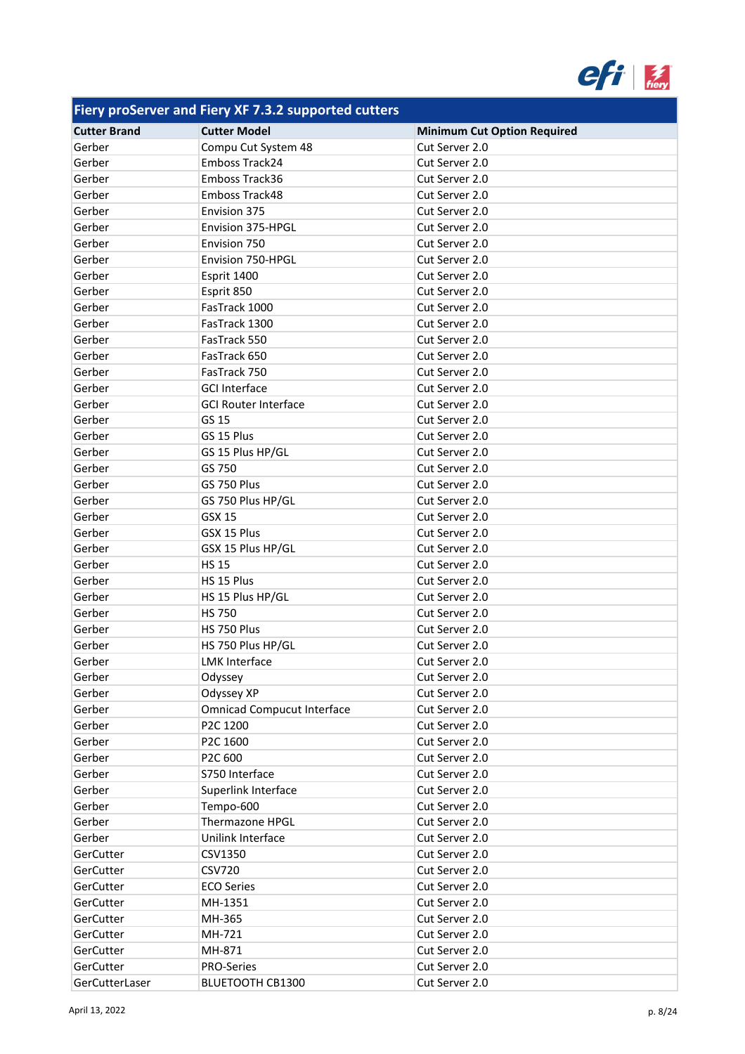| Fiery proServer and Fiery XF 7.3.2 supported cutters | | |
|---|---|---|
| **Cutter Brand** | **Cutter Model** | **Minimum Cut Option Required** |
| Gerber | Compu Cut System 48 | Cut Server 2.0 |
| Gerber | Emboss Track24 | Cut Server 2.0 |
| Gerber | Emboss Track36 | Cut Server 2.0 |
| Gerber | Emboss Track48 | Cut Server 2.0 |
| Gerber | Envision 375 | Cut Server 2.0 |
| Gerber | Envision 375-HPGL | Cut Server 2.0 |
| Gerber | Envision 750 | Cut Server 2.0 |
| Gerber | Envision 750-HPGL | Cut Server 2.0 |
| Gerber | Esprit 1400 | Cut Server 2.0 |
| Gerber | Esprit 850 | Cut Server 2.0 |
| Gerber | FasTrack 1000 | Cut Server 2.0 |
| Gerber | FasTrack 1300 | Cut Server 2.0 |
| Gerber | FasTrack 550 | Cut Server 2.0 |
| Gerber | FasTrack 650 | Cut Server 2.0 |
| Gerber | FasTrack 750 | Cut Server 2.0 |
| Gerber | GCI Interface | Cut Server 2.0 |
| Gerber | GCI Router Interface | Cut Server 2.0 |
| Gerber | GS 15 | Cut Server 2.0 |
| Gerber | GS 15 Plus | Cut Server 2.0 |
| Gerber | GS 15 Plus HP/GL | Cut Server 2.0 |
| Gerber | GS 750 | Cut Server 2.0 |
| Gerber | GS 750 Plus | Cut Server 2.0 |
| Gerber | GS 750 Plus HP/GL | Cut Server 2.0 |
| Gerber | GSX 15 | Cut Server 2.0 |
| Gerber | GSX 15 Plus | Cut Server 2.0 |
| Gerber | GSX 15 Plus HP/GL | Cut Server 2.0 |
| Gerber | HS 15 | Cut Server 2.0 |
| Gerber | HS 15 Plus | Cut Server 2.0 |
| Gerber | HS 15 Plus HP/GL | Cut Server 2.0 |
| Gerber | HS 750 | Cut Server 2.0 |
| Gerber | HS 750 Plus | Cut Server 2.0 |
| Gerber | HS 750 Plus HP/GL | Cut Server 2.0 |
| Gerber | LMK Interface | Cut Server 2.0 |
| Gerber | Odyssey | Cut Server 2.0 |
| Gerber | Odyssey XP | Cut Server 2.0 |
| Gerber | Omnicad Compucut Interface | Cut Server 2.0 |
| Gerber | P2C 1200 | Cut Server 2.0 |
| Gerber | P2C 1600 | Cut Server 2.0 |
| Gerber | P2C 600 | Cut Server 2.0 |
| Gerber | S750 Interface | Cut Server 2.0 |
| Gerber | Superlink Interface | Cut Server 2.0 |
| Gerber | Tempo-600 | Cut Server 2.0 |
| Gerber | Thermazone HPGL | Cut Server 2.0 |
| Gerber | Unilink Interface | Cut Server 2.0 |
| GerCutter | CSV1350 | Cut Server 2.0 |
| GerCutter | CSV720 | Cut Server 2.0 |
| GerCutter | ECO Series | Cut Server 2.0 |
| GerCutter | MH-1351 | Cut Server 2.0 |
| GerCutter | MH-365 | Cut Server 2.0 |
| GerCutter | MH-721 | Cut Server 2.0 |
| GerCutter | MH-871 | Cut Server 2.0 |
| GerCutter | PRO-Series | Cut Server 2.0 |
| GerCutterLaser | BLUETOOTH CB1300 | Cut Server 2.0 |

April 13, 2022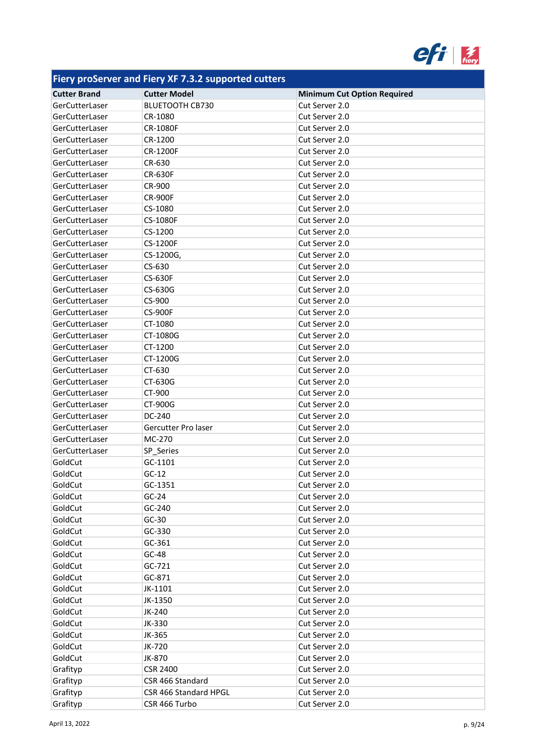| Fiery proServer and Fiery XF 7.3.2 supported cutters | | |
|---|---|---|
| **Cutter Brand** | **Cutter Model** | **Minimum Cut Option Required** |
| GerCutterLaser | BLUETOOTH CB730 | Cut Server 2.0 |
| GerCutterLaser | CR-1080 | Cut Server 2.0 |
| GerCutterLaser | CR-1080F | Cut Server 2.0 |
| GerCutterLaser | CR-1200 | Cut Server 2.0 |
| GerCutterLaser | CR-1200F | Cut Server 2.0 |
| GerCutterLaser | CR-630 | Cut Server 2.0 |
| GerCutterLaser | CR-630F | Cut Server 2.0 |
| GerCutterLaser | CR-900 | Cut Server 2.0 |
| GerCutterLaser | CR-900F | Cut Server 2.0 |
| GerCutterLaser | CS-1080 | Cut Server 2.0 |
| GerCutterLaser | CS-1080F | Cut Server 2.0 |
| GerCutterLaser | CS-1200 | Cut Server 2.0 |
| GerCutterLaser | CS-1200F | Cut Server 2.0 |
| GerCutterLaser | CS-1200G, | Cut Server 2.0 |
| GerCutterLaser | CS-630 | Cut Server 2.0 |
| GerCutterLaser | CS-630F | Cut Server 2.0 |
| GerCutterLaser | CS-630G | Cut Server 2.0 |
| GerCutterLaser | CS-900 | Cut Server 2.0 |
| GerCutterLaser | CS-900F | Cut Server 2.0 |
| GerCutterLaser | CT-1080 | Cut Server 2.0 |
| GerCutterLaser | CT-1080G | Cut Server 2.0 |
| GerCutterLaser | CT-1200 | Cut Server 2.0 |
| GerCutterLaser | CT-1200G | Cut Server 2.0 |
| GerCutterLaser | CT-630 | Cut Server 2.0 |
| GerCutterLaser | CT-630G | Cut Server 2.0 |
| GerCutterLaser | CT-900 | Cut Server 2.0 |
| GerCutterLaser | CT-900G | Cut Server 2.0 |
| GerCutterLaser | DC-240 | Cut Server 2.0 |
| GerCutterLaser | Gercutter Pro laser | Cut Server 2.0 |
| GerCutterLaser | MC-270 | Cut Server 2.0 |
| GerCutterLaser | SP_Series | Cut Server 2.0 |
| GoldCut | GC-1101 | Cut Server 2.0 |
| GoldCut | GC-12 | Cut Server 2.0 |
| GoldCut | GC-1351 | Cut Server 2.0 |
| GoldCut | GC-24 | Cut Server 2.0 |
| GoldCut | GC-240 | Cut Server 2.0 |
| GoldCut | GC-30 | Cut Server 2.0 |
| GoldCut | GC-330 | Cut Server 2.0 |
| GoldCut | GC-361 | Cut Server 2.0 |
| GoldCut | GC-48 | Cut Server 2.0 |
| GoldCut | GC-721 | Cut Server 2.0 |
| GoldCut | GC-871 | Cut Server 2.0 |
| GoldCut | JK-1101 | Cut Server 2.0 |
| GoldCut | JK-1350 | Cut Server 2.0 |
| GoldCut | JK-240 | Cut Server 2.0 |
| GoldCut | JK-330 | Cut Server 2.0 |
| GoldCut | JK-365 | Cut Server 2.0 |
| GoldCut | JK-720 | Cut Server 2.0 |
| GoldCut | JK-870 | Cut Server 2.0 |
| Grafityp | CSR 2400 | Cut Server 2.0 |
| Grafityp | CSR 466 Standard | Cut Server 2.0 |
| Grafityp | CSR 466 Standard HPGL | Cut Server 2.0 |
| Grafityp | CSR 466 Turbo | Cut Server 2.0 |

April 13, 2022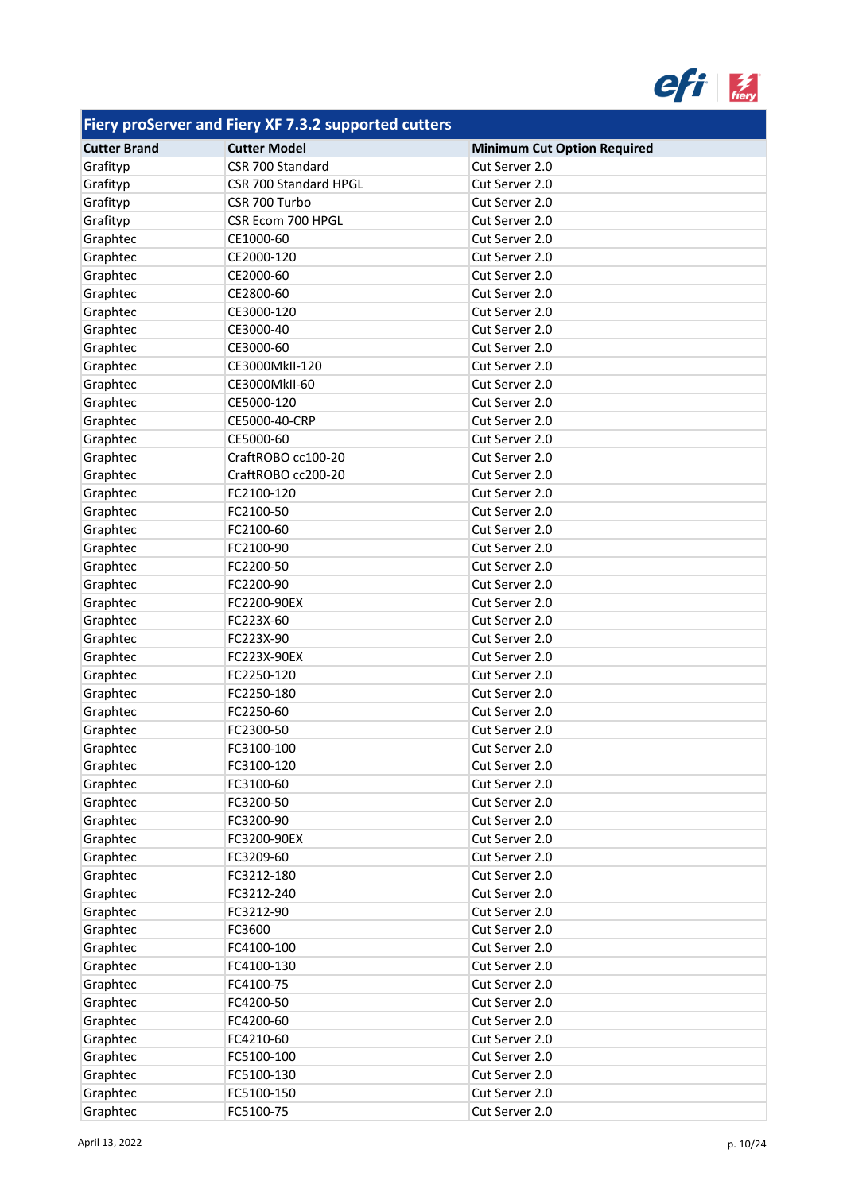| Fiery proServer and Fiery XF 7.3.2 supported cutters | | |
|---|---|---|
| **Cutter Brand** | **Cutter Model** | **Minimum Cut Option Required** |
| Grafityp | CSR 700 Standard | Cut Server 2.0 |
| Grafityp | CSR 700 Standard HPGL | Cut Server 2.0 |
| Grafityp | CSR 700 Turbo | Cut Server 2.0 |
| Grafityp | CSR Ecom 700 HPGL | Cut Server 2.0 |
| Graphtec | CE1000-60 | Cut Server 2.0 |
| Graphtec | CE2000-120 | Cut Server 2.0 |
| Graphtec | CE2000-60 | Cut Server 2.0 |
| Graphtec | CE2800-60 | Cut Server 2.0 |
| Graphtec | CE3000-120 | Cut Server 2.0 |
| Graphtec | CE3000-40 | Cut Server 2.0 |
| Graphtec | CE3000-60 | Cut Server 2.0 |
| Graphtec | CE3000MkII-120 | Cut Server 2.0 |
| Graphtec | CE3000MkII-60 | Cut Server 2.0 |
| Graphtec | CE5000-120 | Cut Server 2.0 |
| Graphtec | CE5000-40-CRP | Cut Server 2.0 |
| Graphtec | CE5000-60 | Cut Server 2.0 |
| Graphtec | CraftROBO cc100-20 | Cut Server 2.0 |
| Graphtec | CraftROBO cc200-20 | Cut Server 2.0 |
| Graphtec | FC2100-120 | Cut Server 2.0 |
| Graphtec | FC2100-50 | Cut Server 2.0 |
| Graphtec | FC2100-60 | Cut Server 2.0 |
| Graphtec | FC2100-90 | Cut Server 2.0 |
| Graphtec | FC2200-50 | Cut Server 2.0 |
| Graphtec | FC2200-90 | Cut Server 2.0 |
| Graphtec | FC2200-90EX | Cut Server 2.0 |
| Graphtec | FC223X-60 | Cut Server 2.0 |
| Graphtec | FC223X-90 | Cut Server 2.0 |
| Graphtec | FC223X-90EX | Cut Server 2.0 |
| Graphtec | FC2250-120 | Cut Server 2.0 |
| Graphtec | FC2250-180 | Cut Server 2.0 |
| Graphtec | FC2250-60 | Cut Server 2.0 |
| Graphtec | FC2300-50 | Cut Server 2.0 |
| Graphtec | FC3100-100 | Cut Server 2.0 |
| Graphtec | FC3100-120 | Cut Server 2.0 |
| Graphtec | FC3100-60 | Cut Server 2.0 |
| Graphtec | FC3200-50 | Cut Server 2.0 |
| Graphtec | FC3200-90 | Cut Server 2.0 |
| Graphtec | FC3200-90EX | Cut Server 2.0 |
| Graphtec | FC3209-60 | Cut Server 2.0 |
| Graphtec | FC3212-180 | Cut Server 2.0 |
| Graphtec | FC3212-240 | Cut Server 2.0 |
| Graphtec | FC3212-90 | Cut Server 2.0 |
| Graphtec | FC3600 | Cut Server 2.0 |
| Graphtec | FC4100-100 | Cut Server 2.0 |
| Graphtec | FC4100-130 | Cut Server 2.0 |
| Graphtec | FC4100-75 | Cut Server 2.0 |
| Graphtec | FC4200-50 | Cut Server 2.0 |
| Graphtec | FC4200-60 | Cut Server 2.0 |
| Graphtec | FC4210-60 | Cut Server 2.0 |
| Graphtec | FC5100-100 | Cut Server 2.0 |
| Graphtec | FC5100-130 | Cut Server 2.0 |
| Graphtec | FC5100-150 | Cut Server 2.0 |
| Graphtec | FC5100-75 | Cut Server 2.0 |

April 13, 2022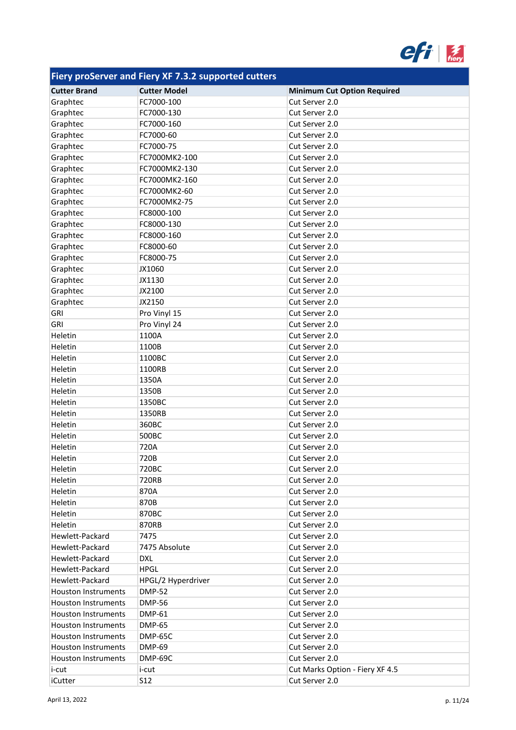| Fiery proServer and Fiery XF 7.3.2 supported cutters | | |
|---|---|---|
| **Cutter Brand** | **Cutter Model** | **Minimum Cut Option Required** |
| Graphtec | FC7000-100 | Cut Server 2.0 |
| Graphtec | FC7000-130 | Cut Server 2.0 |
| Graphtec | FC7000-160 | Cut Server 2.0 |
| Graphtec | FC7000-60 | Cut Server 2.0 |
| Graphtec | FC7000-75 | Cut Server 2.0 |
| Graphtec | FC7000MK2-100 | Cut Server 2.0 |
| Graphtec | FC7000MK2-130 | Cut Server 2.0 |
| Graphtec | FC7000MK2-160 | Cut Server 2.0 |
| Graphtec | FC7000MK2-60 | Cut Server 2.0 |
| Graphtec | FC7000MK2-75 | Cut Server 2.0 |
| Graphtec | FC8000-100 | Cut Server 2.0 |
| Graphtec | FC8000-130 | Cut Server 2.0 |
| Graphtec | FC8000-160 | Cut Server 2.0 |
| Graphtec | FC8000-60 | Cut Server 2.0 |
| Graphtec | FC8000-75 | Cut Server 2.0 |
| Graphtec | JX1060 | Cut Server 2.0 |
| Graphtec | JX1130 | Cut Server 2.0 |
| Graphtec | JX2100 | Cut Server 2.0 |
| Graphtec | JX2150 | Cut Server 2.0 |
| GRI | Pro Vinyl 15 | Cut Server 2.0 |
| GRI | Pro Vinyl 24 | Cut Server 2.0 |
| Heletin | 1100A | Cut Server 2.0 |
| Heletin | 1100B | Cut Server 2.0 |
| Heletin | 1100BC | Cut Server 2.0 |
| Heletin | 1100RB | Cut Server 2.0 |
| Heletin | 1350A | Cut Server 2.0 |
| Heletin | 1350B | Cut Server 2.0 |
| Heletin | 1350BC | Cut Server 2.0 |
| Heletin | 1350RB | Cut Server 2.0 |
| Heletin | 360BC | Cut Server 2.0 |
| Heletin | 500BC | Cut Server 2.0 |
| Heletin | 720A | Cut Server 2.0 |
| Heletin | 720B | Cut Server 2.0 |
| Heletin | 720BC | Cut Server 2.0 |
| Heletin | 720RB | Cut Server 2.0 |
| Heletin | 870A | Cut Server 2.0 |
| Heletin | 870B | Cut Server 2.0 |
| Heletin | 870BC | Cut Server 2.0 |
| Heletin | 870RB | Cut Server 2.0 |
| Hewlett-Packard | 7475 | Cut Server 2.0 |
| Hewlett-Packard | 7475 Absolute | Cut Server 2.0 |
| Hewlett-Packard | DXL | Cut Server 2.0 |
| Hewlett-Packard | HPGL | Cut Server 2.0 |
| Hewlett-Packard | HPGL/2 Hyperdriver | Cut Server 2.0 |
| Houston Instruments | DMP-52 | Cut Server 2.0 |
| Houston Instruments | DMP-56 | Cut Server 2.0 |
| Houston Instruments | DMP-61 | Cut Server 2.0 |
| Houston Instruments | DMP-65 | Cut Server 2.0 |
| Houston Instruments | DMP-65C | Cut Server 2.0 |
| Houston Instruments | DMP-69 | Cut Server 2.0 |
| Houston Instruments | DMP-69C | Cut Server 2.0 |
| i-cut | i-cut | Cut Marks Option - Fiery XF 4.5 |
| iCutter | S12 | Cut Server 2.0 |

April 13, 2022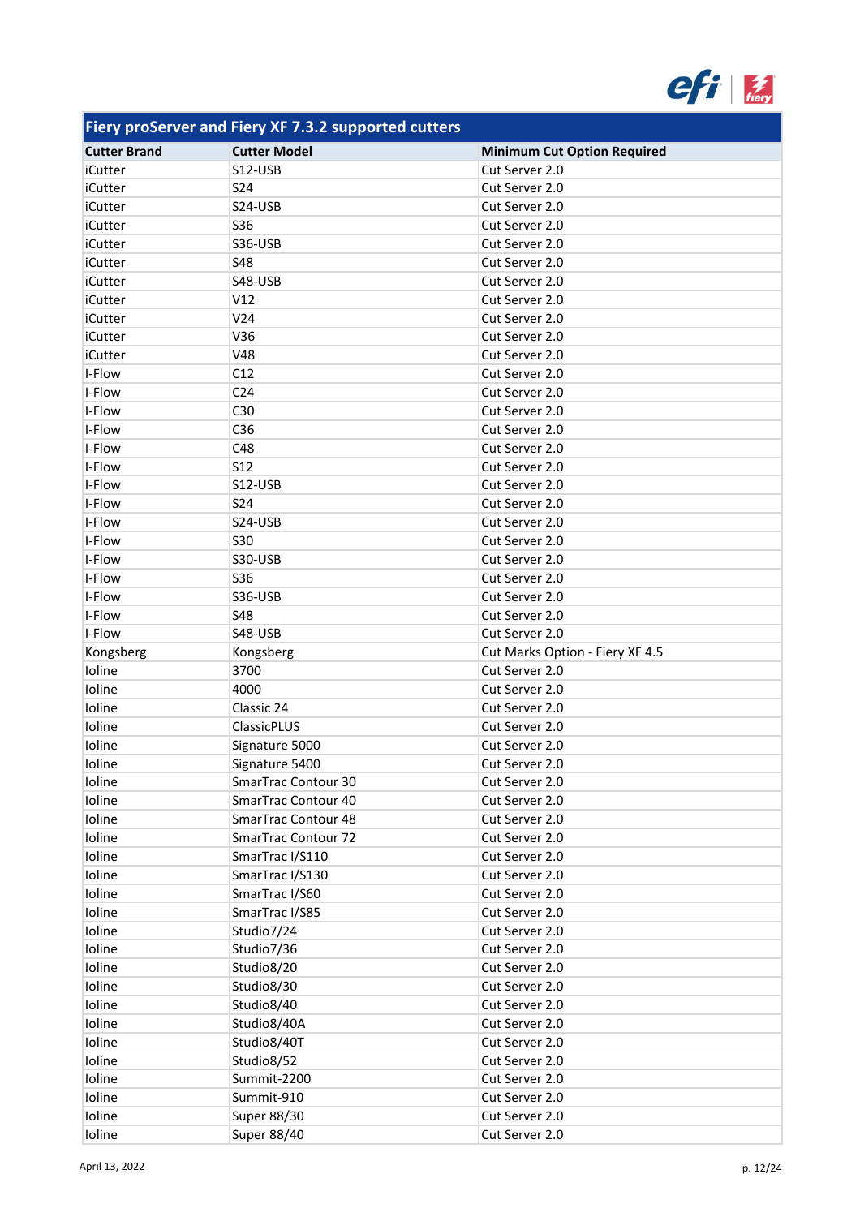## Fiery proServer and Fiery XF 7.3.2 supported cutters

| Cutter Brand | Cutter Model | Minimum Cut Option Required |
|---|---|---|
| iCutter | S12-USB | Cut Server 2.0 |
| iCutter | S24 | Cut Server 2.0 |
| iCutter | S24-USB | Cut Server 2.0 |
| iCutter | S36 | Cut Server 2.0 |
| iCutter | S36-USB | Cut Server 2.0 |
| iCutter | S48 | Cut Server 2.0 |
| iCutter | S48-USB | Cut Server 2.0 |
| iCutter | V12 | Cut Server 2.0 |
| iCutter | V24 | Cut Server 2.0 |
| iCutter | V36 | Cut Server 2.0 |
| iCutter | V48 | Cut Server 2.0 |
| I-Flow | C12 | Cut Server 2.0 |
| I-Flow | C24 | Cut Server 2.0 |
| I-Flow | C30 | Cut Server 2.0 |
| I-Flow | C36 | Cut Server 2.0 |
| I-Flow | C48 | Cut Server 2.0 |
| I-Flow | S12 | Cut Server 2.0 |
| I-Flow | S12-USB | Cut Server 2.0 |
| I-Flow | S24 | Cut Server 2.0 |
| I-Flow | S24-USB | Cut Server 2.0 |
| I-Flow | S30 | Cut Server 2.0 |
| I-Flow | S30-USB | Cut Server 2.0 |
| I-Flow | S36 | Cut Server 2.0 |
| I-Flow | S36-USB | Cut Server 2.0 |
| I-Flow | S48 | Cut Server 2.0 |
| I-Flow | S48-USB | Cut Server 2.0 |
| Kongsberg | Kongsberg | Cut Marks Option - Fiery XF 4.5 |
| Ioline | 3700 | Cut Server 2.0 |
| Ioline | 4000 | Cut Server 2.0 |
| Ioline | Classic 24 | Cut Server 2.0 |
| Ioline | ClassicPLUS | Cut Server 2.0 |
| Ioline | Signature 5000 | Cut Server 2.0 |
| Ioline | Signature 5400 | Cut Server 2.0 |
| Ioline | SmarTrac Contour 30 | Cut Server 2.0 |
| Ioline | SmarTrac Contour 40 | Cut Server 2.0 |
| Ioline | SmarTrac Contour 48 | Cut Server 2.0 |
| Ioline | SmarTrac Contour 72 | Cut Server 2.0 |
| Ioline | SmarTrac I/S110 | Cut Server 2.0 |
| Ioline | SmarTrac I/S130 | Cut Server 2.0 |
| Ioline | SmarTrac I/S60 | Cut Server 2.0 |
| Ioline | SmarTrac I/S85 | Cut Server 2.0 |
| Ioline | Studio7/24 | Cut Server 2.0 |
| Ioline | Studio7/36 | Cut Server 2.0 |
| Ioline | Studio8/20 | Cut Server 2.0 |
| Ioline | Studio8/30 | Cut Server 2.0 |
| Ioline | Studio8/40 | Cut Server 2.0 |
| Ioline | Studio8/40A | Cut Server 2.0 |
| Ioline | Studio8/40T | Cut Server 2.0 |
| Ioline | Studio8/52 | Cut Server 2.0 |
| Ioline | Summit-2200 | Cut Server 2.0 |
| Ioline | Summit-910 | Cut Server 2.0 |
| Ioline | Super 88/30 | Cut Server 2.0 |
| Ioline | Super 88/40 | Cut Server 2.0 |

April 13, 2022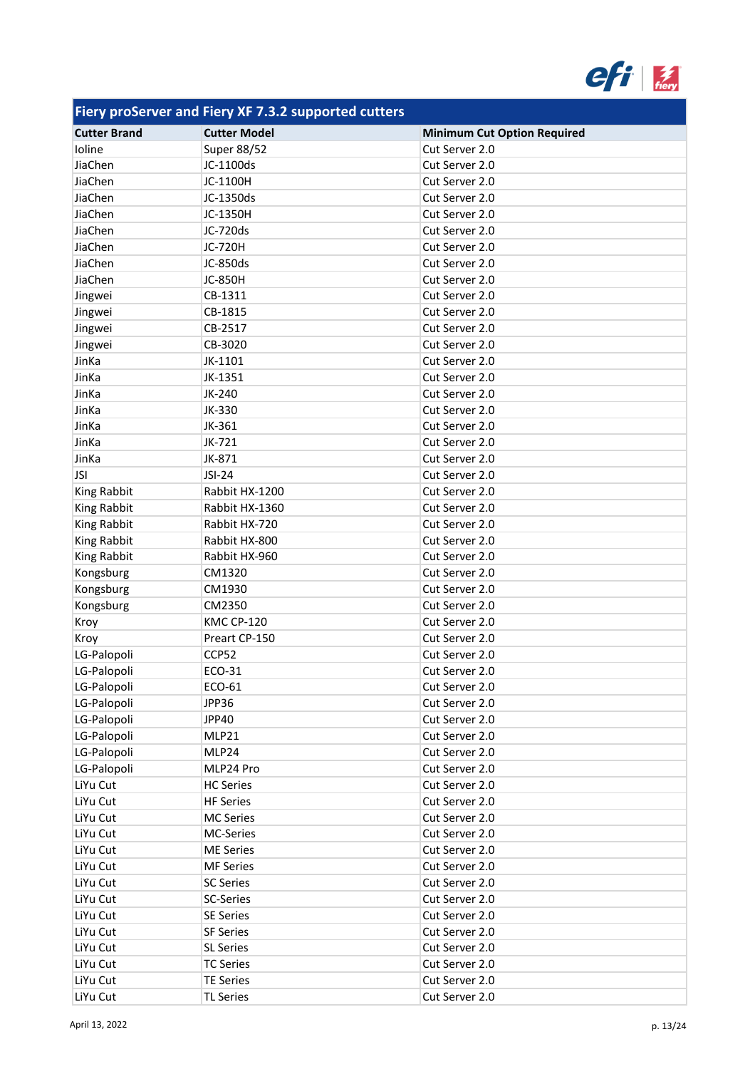| Fiery proServer and Fiery XF 7.3.2 supported cutters | | |
|---|---|---|
| **Cutter Brand** | **Cutter Model** | **Minimum Cut Option Required** |
| Ioline | Super 88/52 | Cut Server 2.0 |
| JiaChen | JC-1100ds | Cut Server 2.0 |
| JiaChen | JC-1100H | Cut Server 2.0 |
| JiaChen | JC-1350ds | Cut Server 2.0 |
| JiaChen | JC-1350H | Cut Server 2.0 |
| JiaChen | JC-720ds | Cut Server 2.0 |
| JiaChen | JC-720H | Cut Server 2.0 |
| JiaChen | JC-850ds | Cut Server 2.0 |
| JiaChen | JC-850H | Cut Server 2.0 |
| Jingwei | CB-1311 | Cut Server 2.0 |
| Jingwei | CB-1815 | Cut Server 2.0 |
| Jingwei | CB-2517 | Cut Server 2.0 |
| Jingwei | CB-3020 | Cut Server 2.0 |
| JinKa | JK-1101 | Cut Server 2.0 |
| JinKa | JK-1351 | Cut Server 2.0 |
| JinKa | JK-240 | Cut Server 2.0 |
| JinKa | JK-330 | Cut Server 2.0 |
| JinKa | JK-361 | Cut Server 2.0 |
| JinKa | JK-721 | Cut Server 2.0 |
| JinKa | JK-871 | Cut Server 2.0 |
| JSI | JSI-24 | Cut Server 2.0 |
| King Rabbit | Rabbit HX-1200 | Cut Server 2.0 |
| King Rabbit | Rabbit HX-1360 | Cut Server 2.0 |
| King Rabbit | Rabbit HX-720 | Cut Server 2.0 |
| King Rabbit | Rabbit HX-800 | Cut Server 2.0 |
| King Rabbit | Rabbit HX-960 | Cut Server 2.0 |
| Kongsburg | CM1320 | Cut Server 2.0 |
| Kongsburg | CM1930 | Cut Server 2.0 |
| Kongsburg | CM2350 | Cut Server 2.0 |
| Kroy | KMC CP-120 | Cut Server 2.0 |
| Kroy | Preart CP-150 | Cut Server 2.0 |
| LG-Palopoli | CCP52 | Cut Server 2.0 |
| LG-Palopoli | ECO-31 | Cut Server 2.0 |
| LG-Palopoli | ECO-61 | Cut Server 2.0 |
| LG-Palopoli | JPP36 | Cut Server 2.0 |
| LG-Palopoli | JPP40 | Cut Server 2.0 |
| LG-Palopoli | MLP21 | Cut Server 2.0 |
| LG-Palopoli | MLP24 | Cut Server 2.0 |
| LG-Palopoli | MLP24 Pro | Cut Server 2.0 |
| LiYu Cut | HC Series | Cut Server 2.0 |
| LiYu Cut | HF Series | Cut Server 2.0 |
| LiYu Cut | MC Series | Cut Server 2.0 |
| LiYu Cut | MC-Series | Cut Server 2.0 |
| LiYu Cut | ME Series | Cut Server 2.0 |
| LiYu Cut | MF Series | Cut Server 2.0 |
| LiYu Cut | SC Series | Cut Server 2.0 |
| LiYu Cut | SC-Series | Cut Server 2.0 |
| LiYu Cut | SE Series | Cut Server 2.0 |
| LiYu Cut | SF Series | Cut Server 2.0 |
| LiYu Cut | SL Series | Cut Server 2.0 |
| LiYu Cut | TC Series | Cut Server 2.0 |
| LiYu Cut | TE Series | Cut Server 2.0 |
| LiYu Cut | TL Series | Cut Server 2.0 |

April 13, 2022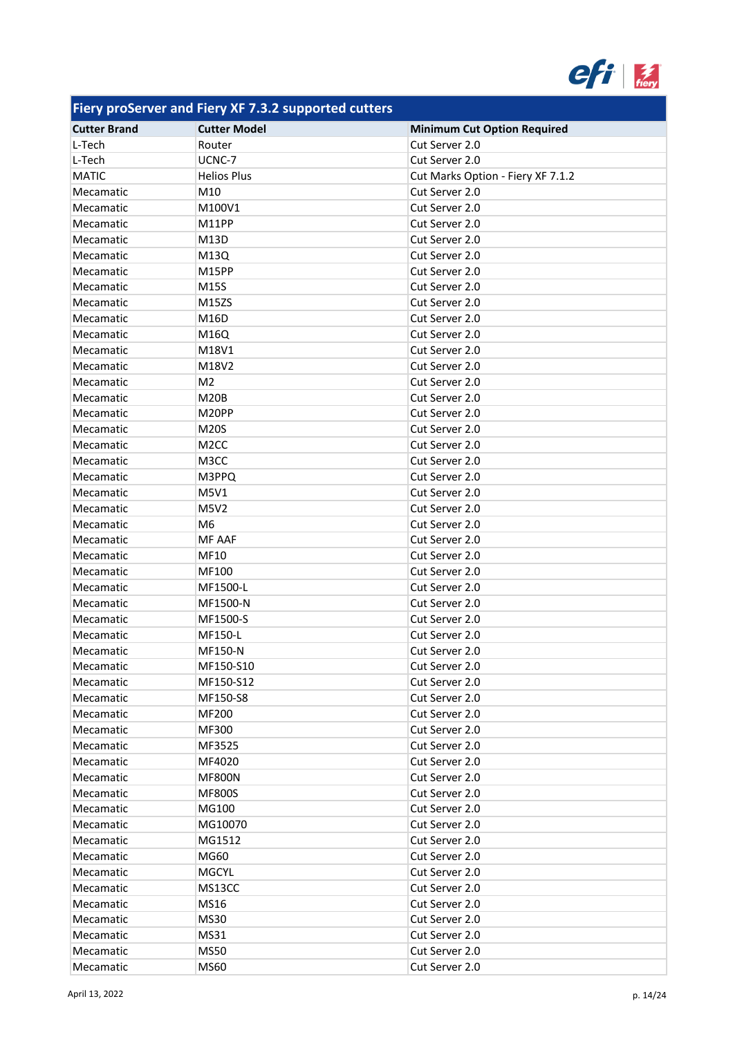## Fiery proServer and Fiery XF 7.3.2 supported cutters

| Cutter Brand | Cutter Model | Minimum Cut Option Required |
|---|---|---|
| L-Tech | Router | Cut Server 2.0 |
| L-Tech | UCNC-7 | Cut Server 2.0 |
| MATIC | Helios Plus | Cut Marks Option - Fiery XF 7.1.2 |
| Mecamatic | M10 | Cut Server 2.0 |
| Mecamatic | M100V1 | Cut Server 2.0 |
| Mecamatic | M11PP | Cut Server 2.0 |
| Mecamatic | M13D | Cut Server 2.0 |
| Mecamatic | M13Q | Cut Server 2.0 |
| Mecamatic | M15PP | Cut Server 2.0 |
| Mecamatic | M15S | Cut Server 2.0 |
| Mecamatic | M15ZS | Cut Server 2.0 |
| Mecamatic | M16D | Cut Server 2.0 |
| Mecamatic | M16Q | Cut Server 2.0 |
| Mecamatic | M18V1 | Cut Server 2.0 |
| Mecamatic | M18V2 | Cut Server 2.0 |
| Mecamatic | M2 | Cut Server 2.0 |
| Mecamatic | M20B | Cut Server 2.0 |
| Mecamatic | M20PP | Cut Server 2.0 |
| Mecamatic | M20S | Cut Server 2.0 |
| Mecamatic | M2CC | Cut Server 2.0 |
| Mecamatic | M3CC | Cut Server 2.0 |
| Mecamatic | M3PPQ | Cut Server 2.0 |
| Mecamatic | M5V1 | Cut Server 2.0 |
| Mecamatic | M5V2 | Cut Server 2.0 |
| Mecamatic | M6 | Cut Server 2.0 |
| Mecamatic | MF AAF | Cut Server 2.0 |
| Mecamatic | MF10 | Cut Server 2.0 |
| Mecamatic | MF100 | Cut Server 2.0 |
| Mecamatic | MF1500-L | Cut Server 2.0 |
| Mecamatic | MF1500-N | Cut Server 2.0 |
| Mecamatic | MF1500-S | Cut Server 2.0 |
| Mecamatic | MF150-L | Cut Server 2.0 |
| Mecamatic | MF150-N | Cut Server 2.0 |
| Mecamatic | MF150-S10 | Cut Server 2.0 |
| Mecamatic | MF150-S12 | Cut Server 2.0 |
| Mecamatic | MF150-S8 | Cut Server 2.0 |
| Mecamatic | MF200 | Cut Server 2.0 |
| Mecamatic | MF300 | Cut Server 2.0 |
| Mecamatic | MF3525 | Cut Server 2.0 |
| Mecamatic | MF4020 | Cut Server 2.0 |
| Mecamatic | MF800N | Cut Server 2.0 |
| Mecamatic | MF800S | Cut Server 2.0 |
| Mecamatic | MG100 | Cut Server 2.0 |
| Mecamatic | MG10070 | Cut Server 2.0 |
| Mecamatic | MG1512 | Cut Server 2.0 |
| Mecamatic | MG60 | Cut Server 2.0 |
| Mecamatic | MGCYL | Cut Server 2.0 |
| Mecamatic | MS13CC | Cut Server 2.0 |
| Mecamatic | MS16 | Cut Server 2.0 |
| Mecamatic | MS30 | Cut Server 2.0 |
| Mecamatic | MS31 | Cut Server 2.0 |
| Mecamatic | MS50 | Cut Server 2.0 |
| Mecamatic | MS60 | Cut Server 2.0 |

April 13, 2022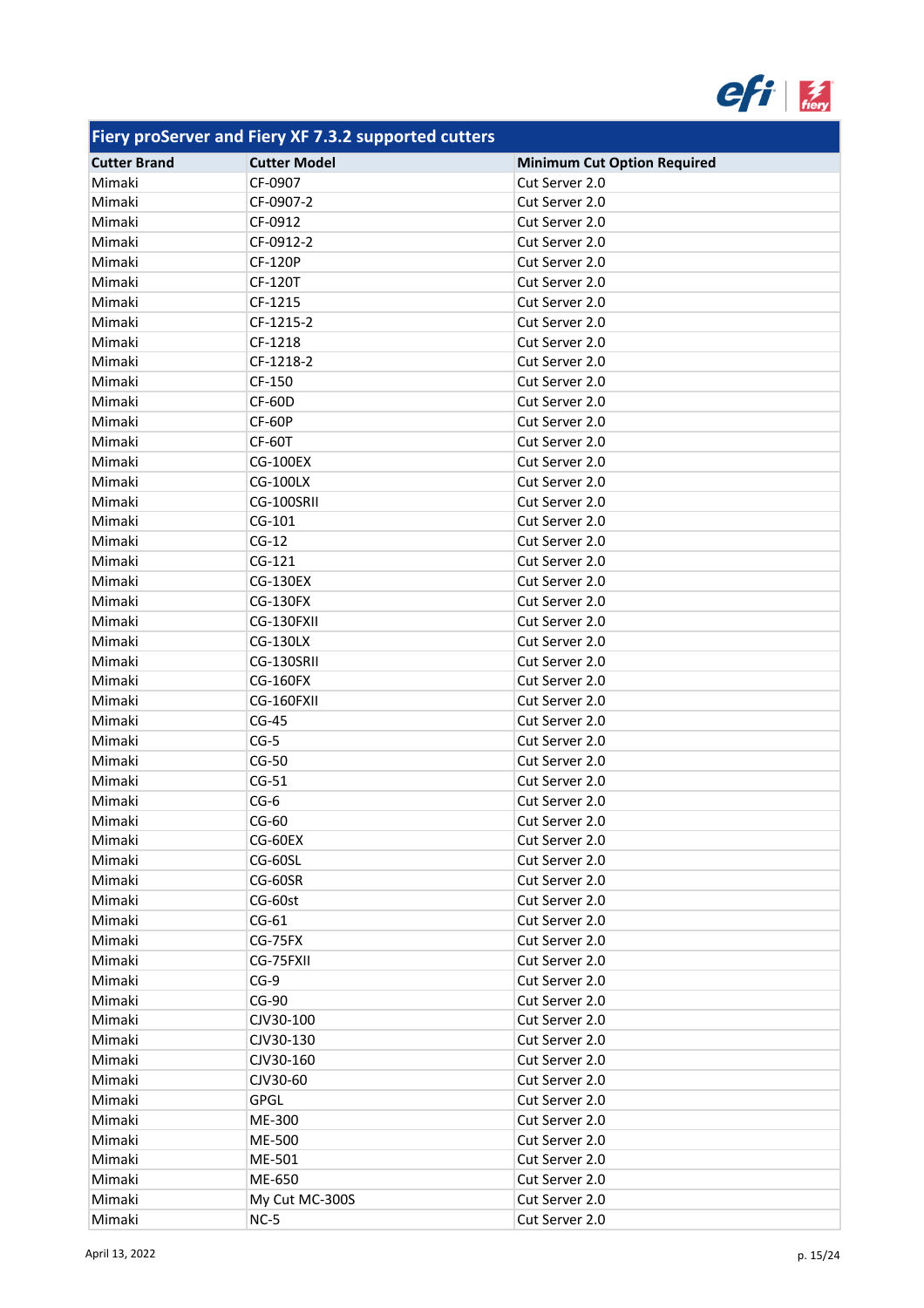| Fiery proServer and Fiery XF 7.3.2 supported cutters | | |
|---|---|---|
| **Cutter Brand** | **Cutter Model** | **Minimum Cut Option Required** |
| Mimaki | CF-0907 | Cut Server 2.0 |
| Mimaki | CF-0907-2 | Cut Server 2.0 |
| Mimaki | CF-0912 | Cut Server 2.0 |
| Mimaki | CF-0912-2 | Cut Server 2.0 |
| Mimaki | CF-120P | Cut Server 2.0 |
| Mimaki | CF-120T | Cut Server 2.0 |
| Mimaki | CF-1215 | Cut Server 2.0 |
| Mimaki | CF-1215-2 | Cut Server 2.0 |
| Mimaki | CF-1218 | Cut Server 2.0 |
| Mimaki | CF-1218-2 | Cut Server 2.0 |
| Mimaki | CF-150 | Cut Server 2.0 |
| Mimaki | CF-60D | Cut Server 2.0 |
| Mimaki | CF-60P | Cut Server 2.0 |
| Mimaki | CF-60T | Cut Server 2.0 |
| Mimaki | CG-100EX | Cut Server 2.0 |
| Mimaki | CG-100LX | Cut Server 2.0 |
| Mimaki | CG-100SRII | Cut Server 2.0 |
| Mimaki | CG-101 | Cut Server 2.0 |
| Mimaki | CG-12 | Cut Server 2.0 |
| Mimaki | CG-121 | Cut Server 2.0 |
| Mimaki | CG-130EX | Cut Server 2.0 |
| Mimaki | CG-130FX | Cut Server 2.0 |
| Mimaki | CG-130FXII | Cut Server 2.0 |
| Mimaki | CG-130LX | Cut Server 2.0 |
| Mimaki | CG-130SRII | Cut Server 2.0 |
| Mimaki | CG-160FX | Cut Server 2.0 |
| Mimaki | CG-160FXII | Cut Server 2.0 |
| Mimaki | CG-45 | Cut Server 2.0 |
| Mimaki | CG-5 | Cut Server 2.0 |
| Mimaki | CG-50 | Cut Server 2.0 |
| Mimaki | CG-51 | Cut Server 2.0 |
| Mimaki | CG-6 | Cut Server 2.0 |
| Mimaki | CG-60 | Cut Server 2.0 |
| Mimaki | CG-60EX | Cut Server 2.0 |
| Mimaki | CG-60SL | Cut Server 2.0 |
| Mimaki | CG-60SR | Cut Server 2.0 |
| Mimaki | CG-60st | Cut Server 2.0 |
| Mimaki | CG-61 | Cut Server 2.0 |
| Mimaki | CG-75FX | Cut Server 2.0 |
| Mimaki | CG-75FXII | Cut Server 2.0 |
| Mimaki | CG-9 | Cut Server 2.0 |
| Mimaki | CG-90 | Cut Server 2.0 |
| Mimaki | CJV30-100 | Cut Server 2.0 |
| Mimaki | CJV30-130 | Cut Server 2.0 |
| Mimaki | CJV30-160 | Cut Server 2.0 |
| Mimaki | CJV30-60 | Cut Server 2.0 |
| Mimaki | GPGL | Cut Server 2.0 |
| Mimaki | ME-300 | Cut Server 2.0 |
| Mimaki | ME-500 | Cut Server 2.0 |
| Mimaki | ME-501 | Cut Server 2.0 |
| Mimaki | ME-650 | Cut Server 2.0 |
| Mimaki | My Cut MC-300S | Cut Server 2.0 |
| Mimaki | NC-5 | Cut Server 2.0 |

April 13, 2022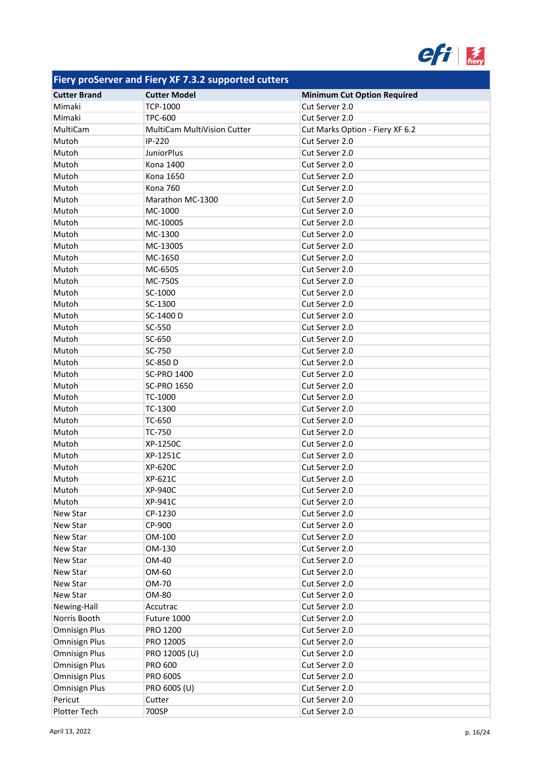| Fiery proServer and Fiery XF 7.3.2 supported cutters | | |
|---|---|---|
| **Cutter Brand** | **Cutter Model** | **Minimum Cut Option Required** |
| Mimaki | TCP-1000 | Cut Server 2.0 |
| Mimaki | TPC-600 | Cut Server 2.0 |
| MultiCam | MultiCam MultiVision Cutter | Cut Marks Option - Fiery XF 6.2 |
| Mutoh | IP-220 | Cut Server 2.0 |
| Mutoh | JuniorPlus | Cut Server 2.0 |
| Mutoh | Kona 1400 | Cut Server 2.0 |
| Mutoh | Kona 1650 | Cut Server 2.0 |
| Mutoh | Kona 760 | Cut Server 2.0 |
| Mutoh | Marathon MC-1300 | Cut Server 2.0 |
| Mutoh | MC-1000 | Cut Server 2.0 |
| Mutoh | MC-1000S | Cut Server 2.0 |
| Mutoh | MC-1300 | Cut Server 2.0 |
| Mutoh | MC-1300S | Cut Server 2.0 |
| Mutoh | MC-1650 | Cut Server 2.0 |
| Mutoh | MC-650S | Cut Server 2.0 |
| Mutoh | MC-750S | Cut Server 2.0 |
| Mutoh | SC-1000 | Cut Server 2.0 |
| Mutoh | SC-1300 | Cut Server 2.0 |
| Mutoh | SC-1400 D | Cut Server 2.0 |
| Mutoh | SC-550 | Cut Server 2.0 |
| Mutoh | SC-650 | Cut Server 2.0 |
| Mutoh | SC-750 | Cut Server 2.0 |
| Mutoh | SC-850 D | Cut Server 2.0 |
| Mutoh | SC-PRO 1400 | Cut Server 2.0 |
| Mutoh | SC-PRO 1650 | Cut Server 2.0 |
| Mutoh | TC-1000 | Cut Server 2.0 |
| Mutoh | TC-1300 | Cut Server 2.0 |
| Mutoh | TC-650 | Cut Server 2.0 |
| Mutoh | TC-750 | Cut Server 2.0 |
| Mutoh | XP-1250C | Cut Server 2.0 |
| Mutoh | XP-1251C | Cut Server 2.0 |
| Mutoh | XP-620C | Cut Server 2.0 |
| Mutoh | XP-621C | Cut Server 2.0 |
| Mutoh | XP-940C | Cut Server 2.0 |
| Mutoh | XP-941C | Cut Server 2.0 |
| New Star | CP-1230 | Cut Server 2.0 |
| New Star | CP-900 | Cut Server 2.0 |
| New Star | OM-100 | Cut Server 2.0 |
| New Star | OM-130 | Cut Server 2.0 |
| New Star | OM-40 | Cut Server 2.0 |
| New Star | OM-60 | Cut Server 2.0 |
| New Star | OM-70 | Cut Server 2.0 |
| New Star | OM-80 | Cut Server 2.0 |
| Newing-Hall | Accutrac | Cut Server 2.0 |
| Norris Booth | Future 1000 | Cut Server 2.0 |
| Omnisign Plus | PRO 1200 | Cut Server 2.0 |
| Omnisign Plus | PRO 1200S | Cut Server 2.0 |
| Omnisign Plus | PRO 1200S (U) | Cut Server 2.0 |
| Omnisign Plus | PRO 600 | Cut Server 2.0 |
| Omnisign Plus | PRO 600S | Cut Server 2.0 |
| Omnisign Plus | PRO 600S (U) | Cut Server 2.0 |
| Pericut | Cutter | Cut Server 2.0 |
| Plotter Tech | 700SP | Cut Server 2.0 |

April 13, 2022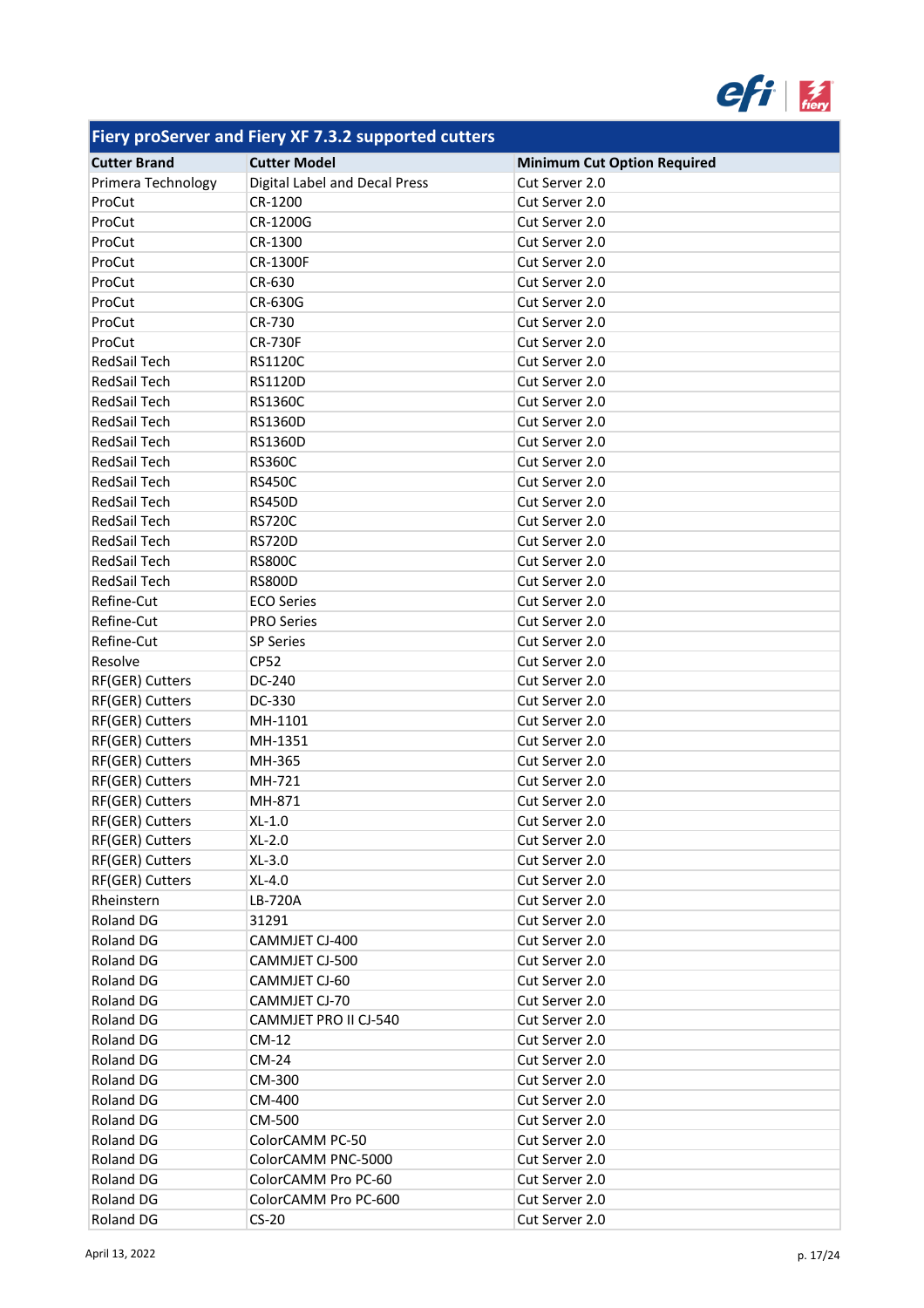| Fiery proServer and Fiery XF 7.3.2 supported cutters | | |
|---|---|---|
| **Cutter Brand** | **Cutter Model** | **Minimum Cut Option Required** |
| Primera Technology | Digital Label and Decal Press | Cut Server 2.0 |
| ProCut | CR-1200 | Cut Server 2.0 |
| ProCut | CR-1200G | Cut Server 2.0 |
| ProCut | CR-1300 | Cut Server 2.0 |
| ProCut | CR-1300F | Cut Server 2.0 |
| ProCut | CR-630 | Cut Server 2.0 |
| ProCut | CR-630G | Cut Server 2.0 |
| ProCut | CR-730 | Cut Server 2.0 |
| ProCut | CR-730F | Cut Server 2.0 |
| RedSail Tech | RS1120C | Cut Server 2.0 |
| RedSail Tech | RS1120D | Cut Server 2.0 |
| RedSail Tech | RS1360C | Cut Server 2.0 |
| RedSail Tech | RS1360D | Cut Server 2.0 |
| RedSail Tech | RS1360D | Cut Server 2.0 |
| RedSail Tech | RS360C | Cut Server 2.0 |
| RedSail Tech | RS450C | Cut Server 2.0 |
| RedSail Tech | RS450D | Cut Server 2.0 |
| RedSail Tech | RS720C | Cut Server 2.0 |
| RedSail Tech | RS720D | Cut Server 2.0 |
| RedSail Tech | RS800C | Cut Server 2.0 |
| RedSail Tech | RS800D | Cut Server 2.0 |
| Refine-Cut | ECO Series | Cut Server 2.0 |
| Refine-Cut | PRO Series | Cut Server 2.0 |
| Refine-Cut | SP Series | Cut Server 2.0 |
| Resolve | CP52 | Cut Server 2.0 |
| RF(GER) Cutters | DC-240 | Cut Server 2.0 |
| RF(GER) Cutters | DC-330 | Cut Server 2.0 |
| RF(GER) Cutters | MH-1101 | Cut Server 2.0 |
| RF(GER) Cutters | MH-1351 | Cut Server 2.0 |
| RF(GER) Cutters | MH-365 | Cut Server 2.0 |
| RF(GER) Cutters | MH-721 | Cut Server 2.0 |
| RF(GER) Cutters | MH-871 | Cut Server 2.0 |
| RF(GER) Cutters | XL-1.0 | Cut Server 2.0 |
| RF(GER) Cutters | XL-2.0 | Cut Server 2.0 |
| RF(GER) Cutters | XL-3.0 | Cut Server 2.0 |
| RF(GER) Cutters | XL-4.0 | Cut Server 2.0 |
| Rheinstern | LB-720A | Cut Server 2.0 |
| Roland DG | 31291 | Cut Server 2.0 |
| Roland DG | CAMMJET CJ-400 | Cut Server 2.0 |
| Roland DG | CAMMJET CJ-500 | Cut Server 2.0 |
| Roland DG | CAMMJET CJ-60 | Cut Server 2.0 |
| Roland DG | CAMMJET CJ-70 | Cut Server 2.0 |
| Roland DG | CAMMJET PRO II CJ-540 | Cut Server 2.0 |
| Roland DG | CM-12 | Cut Server 2.0 |
| Roland DG | CM-24 | Cut Server 2.0 |
| Roland DG | CM-300 | Cut Server 2.0 |
| Roland DG | CM-400 | Cut Server 2.0 |
| Roland DG | CM-500 | Cut Server 2.0 |
| Roland DG | ColorCAMM PC-50 | Cut Server 2.0 |
| Roland DG | ColorCAMM PNC-5000 | Cut Server 2.0 |
| Roland DG | ColorCAMM Pro PC-60 | Cut Server 2.0 |
| Roland DG | ColorCAMM Pro PC-600 | Cut Server 2.0 |
| Roland DG | CS-20 | Cut Server 2.0 |

April 13, 2022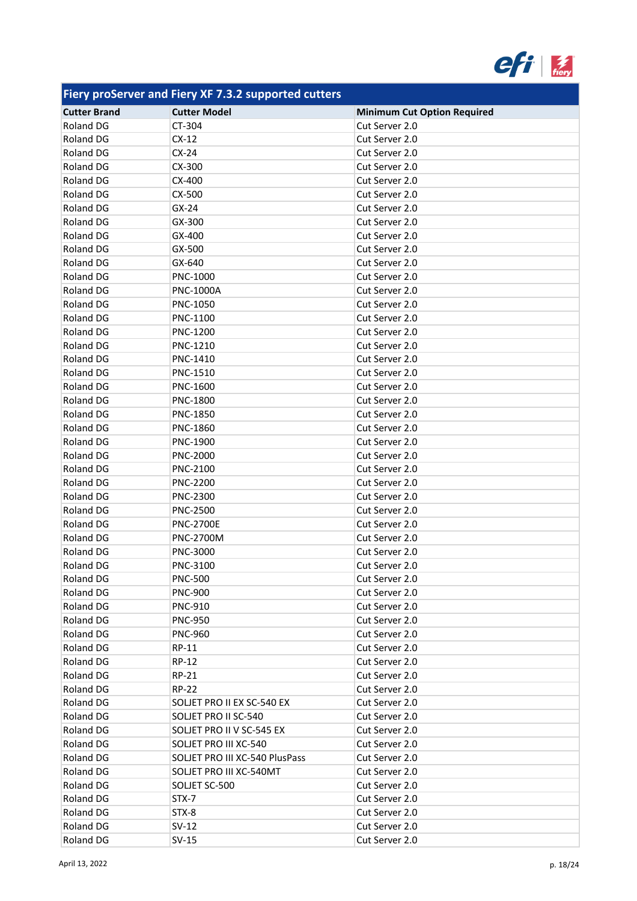| Fiery proServer and Fiery XF 7.3.2 supported cutters | | |
|---|---|---|
| **Cutter Brand** | **Cutter Model** | **Minimum Cut Option Required** |
| Roland DG | CT-304 | Cut Server 2.0 |
| Roland DG | CX-12 | Cut Server 2.0 |
| Roland DG | CX-24 | Cut Server 2.0 |
| Roland DG | CX-300 | Cut Server 2.0 |
| Roland DG | CX-400 | Cut Server 2.0 |
| Roland DG | CX-500 | Cut Server 2.0 |
| Roland DG | GX-24 | Cut Server 2.0 |
| Roland DG | GX-300 | Cut Server 2.0 |
| Roland DG | GX-400 | Cut Server 2.0 |
| Roland DG | GX-500 | Cut Server 2.0 |
| Roland DG | GX-640 | Cut Server 2.0 |
| Roland DG | PNC-1000 | Cut Server 2.0 |
| Roland DG | PNC-1000A | Cut Server 2.0 |
| Roland DG | PNC-1050 | Cut Server 2.0 |
| Roland DG | PNC-1100 | Cut Server 2.0 |
| Roland DG | PNC-1200 | Cut Server 2.0 |
| Roland DG | PNC-1210 | Cut Server 2.0 |
| Roland DG | PNC-1410 | Cut Server 2.0 |
| Roland DG | PNC-1510 | Cut Server 2.0 |
| Roland DG | PNC-1600 | Cut Server 2.0 |
| Roland DG | PNC-1800 | Cut Server 2.0 |
| Roland DG | PNC-1850 | Cut Server 2.0 |
| Roland DG | PNC-1860 | Cut Server 2.0 |
| Roland DG | PNC-1900 | Cut Server 2.0 |
| Roland DG | PNC-2000 | Cut Server 2.0 |
| Roland DG | PNC-2100 | Cut Server 2.0 |
| Roland DG | PNC-2200 | Cut Server 2.0 |
| Roland DG | PNC-2300 | Cut Server 2.0 |
| Roland DG | PNC-2500 | Cut Server 2.0 |
| Roland DG | PNC-2700E | Cut Server 2.0 |
| Roland DG | PNC-2700M | Cut Server 2.0 |
| Roland DG | PNC-3000 | Cut Server 2.0 |
| Roland DG | PNC-3100 | Cut Server 2.0 |
| Roland DG | PNC-500 | Cut Server 2.0 |
| Roland DG | PNC-900 | Cut Server 2.0 |
| Roland DG | PNC-910 | Cut Server 2.0 |
| Roland DG | PNC-950 | Cut Server 2.0 |
| Roland DG | PNC-960 | Cut Server 2.0 |
| Roland DG | RP-11 | Cut Server 2.0 |
| Roland DG | RP-12 | Cut Server 2.0 |
| Roland DG | RP-21 | Cut Server 2.0 |
| Roland DG | RP-22 | Cut Server 2.0 |
| Roland DG | SOLJET PRO II EX SC-540 EX | Cut Server 2.0 |
| Roland DG | SOLJET PRO II SC-540 | Cut Server 2.0 |
| Roland DG | SOLJET PRO II V SC-545 EX | Cut Server 2.0 |
| Roland DG | SOLJET PRO III XC-540 | Cut Server 2.0 |
| Roland DG | SOLJET PRO III XC-540 PlusPass | Cut Server 2.0 |
| Roland DG | SOLJET PRO III XC-540MT | Cut Server 2.0 |
| Roland DG | SOLJET SC-500 | Cut Server 2.0 |
| Roland DG | STX-7 | Cut Server 2.0 |
| Roland DG | STX-8 | Cut Server 2.0 |
| Roland DG | SV-12 | Cut Server 2.0 |
| Roland DG | SV-15 | Cut Server 2.0 |

April 13, 2022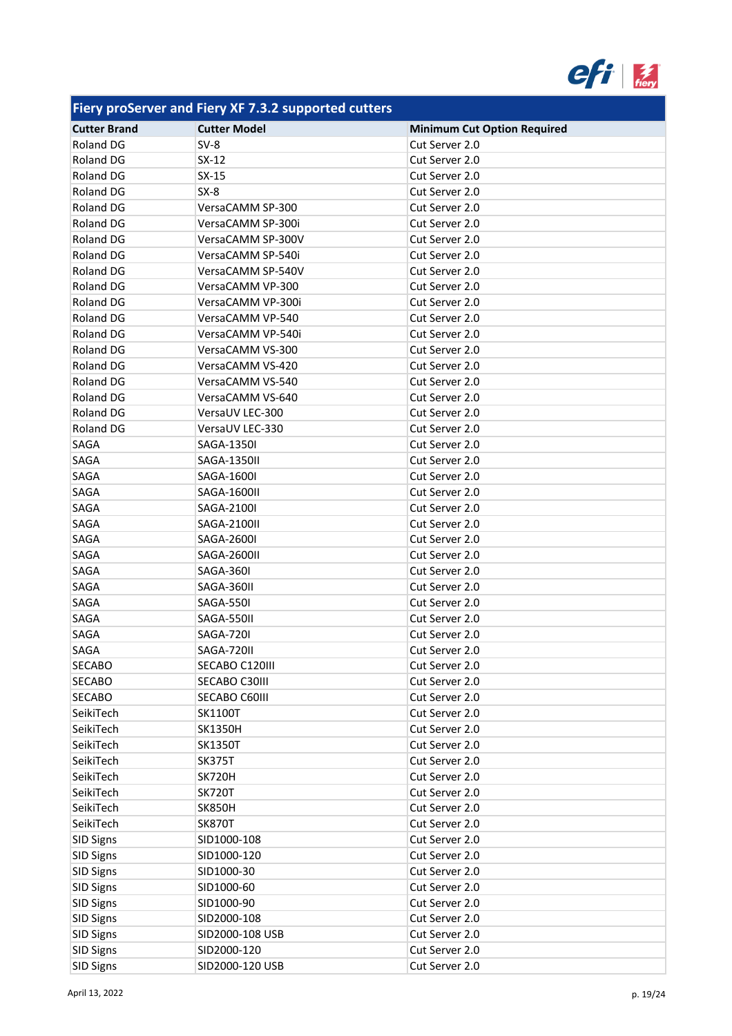| Fiery proServer and Fiery XF 7.3.2 supported cutters | | |
|---|---|---|
| **Cutter Brand** | **Cutter Model** | **Minimum Cut Option Required** |
| Roland DG | SV-8 | Cut Server 2.0 |
| Roland DG | SX-12 | Cut Server 2.0 |
| Roland DG | SX-15 | Cut Server 2.0 |
| Roland DG | SX-8 | Cut Server 2.0 |
| Roland DG | VersaCAMM SP-300 | Cut Server 2.0 |
| Roland DG | VersaCAMM SP-300i | Cut Server 2.0 |
| Roland DG | VersaCAMM SP-300V | Cut Server 2.0 |
| Roland DG | VersaCAMM SP-540i | Cut Server 2.0 |
| Roland DG | VersaCAMM SP-540V | Cut Server 2.0 |
| Roland DG | VersaCAMM VP-300 | Cut Server 2.0 |
| Roland DG | VersaCAMM VP-300i | Cut Server 2.0 |
| Roland DG | VersaCAMM VP-540 | Cut Server 2.0 |
| Roland DG | VersaCAMM VP-540i | Cut Server 2.0 |
| Roland DG | VersaCAMM VS-300 | Cut Server 2.0 |
| Roland DG | VersaCAMM VS-420 | Cut Server 2.0 |
| Roland DG | VersaCAMM VS-540 | Cut Server 2.0 |
| Roland DG | VersaCAMM VS-640 | Cut Server 2.0 |
| Roland DG | VersaUV LEC-300 | Cut Server 2.0 |
| Roland DG | VersaUV LEC-330 | Cut Server 2.0 |
| SAGA | SAGA-1350I | Cut Server 2.0 |
| SAGA | SAGA-1350II | Cut Server 2.0 |
| SAGA | SAGA-1600I | Cut Server 2.0 |
| SAGA | SAGA-1600II | Cut Server 2.0 |
| SAGA | SAGA-2100I | Cut Server 2.0 |
| SAGA | SAGA-2100II | Cut Server 2.0 |
| SAGA | SAGA-2600I | Cut Server 2.0 |
| SAGA | SAGA-2600II | Cut Server 2.0 |
| SAGA | SAGA-360I | Cut Server 2.0 |
| SAGA | SAGA-360II | Cut Server 2.0 |
| SAGA | SAGA-550I | Cut Server 2.0 |
| SAGA | SAGA-550II | Cut Server 2.0 |
| SAGA | SAGA-720I | Cut Server 2.0 |
| SAGA | SAGA-720II | Cut Server 2.0 |
| SECABO | SECABO C120III | Cut Server 2.0 |
| SECABO | SECABO C30III | Cut Server 2.0 |
| SECABO | SECABO C60III | Cut Server 2.0 |
| SeikiTech | SK1100T | Cut Server 2.0 |
| SeikiTech | SK1350H | Cut Server 2.0 |
| SeikiTech | SK1350T | Cut Server 2.0 |
| SeikiTech | SK375T | Cut Server 2.0 |
| SeikiTech | SK720H | Cut Server 2.0 |
| SeikiTech | SK720T | Cut Server 2.0 |
| SeikiTech | SK850H | Cut Server 2.0 |
| SeikiTech | SK870T | Cut Server 2.0 |
| SID Signs | SID1000-108 | Cut Server 2.0 |
| SID Signs | SID1000-120 | Cut Server 2.0 |
| SID Signs | SID1000-30 | Cut Server 2.0 |
| SID Signs | SID1000-60 | Cut Server 2.0 |
| SID Signs | SID1000-90 | Cut Server 2.0 |
| SID Signs | SID2000-108 | Cut Server 2.0 |
| SID Signs | SID2000-108 USB | Cut Server 2.0 |
| SID Signs | SID2000-120 | Cut Server 2.0 |
| SID Signs | SID2000-120 USB | Cut Server 2.0 |

April 13, 2022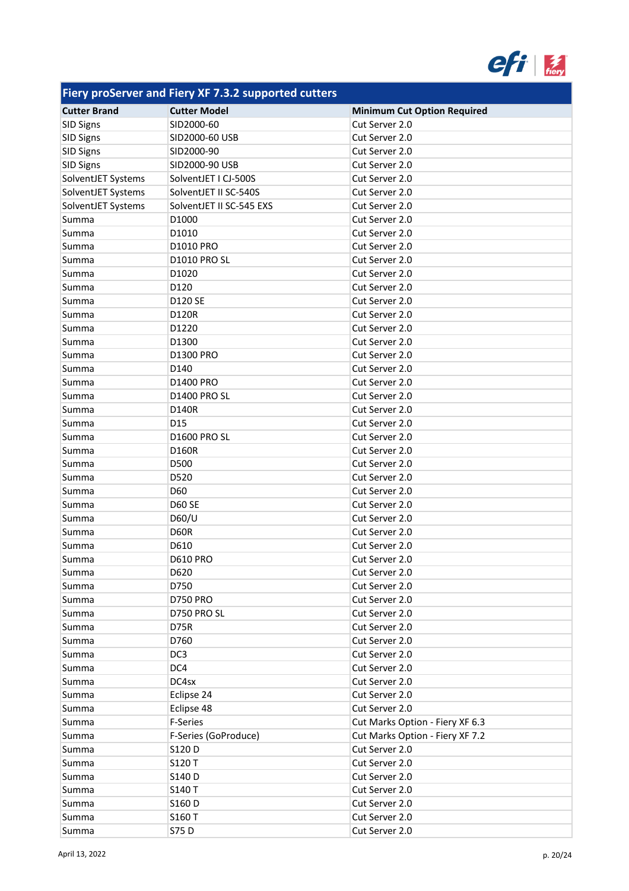| Fiery proServer and Fiery XF 7.3.2 supported cutters | | |
|---|---|---|
| **Cutter Brand** | **Cutter Model** | **Minimum Cut Option Required** |
| SID Signs | SID2000-60 | Cut Server 2.0 |
| SID Signs | SID2000-60 USB | Cut Server 2.0 |
| SID Signs | SID2000-90 | Cut Server 2.0 |
| SID Signs | SID2000-90 USB | Cut Server 2.0 |
| SolventJET Systems | SolventJET I CJ-500S | Cut Server 2.0 |
| SolventJET Systems | SolventJET II SC-540S | Cut Server 2.0 |
| SolventJET Systems | SolventJET II SC-545 EXS | Cut Server 2.0 |
| Summa | D1000 | Cut Server 2.0 |
| Summa | D1010 | Cut Server 2.0 |
| Summa | D1010 PRO | Cut Server 2.0 |
| Summa | D1010 PRO SL | Cut Server 2.0 |
| Summa | D1020 | Cut Server 2.0 |
| Summa | D120 | Cut Server 2.0 |
| Summa | D120 SE | Cut Server 2.0 |
| Summa | D120R | Cut Server 2.0 |
| Summa | D1220 | Cut Server 2.0 |
| Summa | D1300 | Cut Server 2.0 |
| Summa | D1300 PRO | Cut Server 2.0 |
| Summa | D140 | Cut Server 2.0 |
| Summa | D1400 PRO | Cut Server 2.0 |
| Summa | D1400 PRO SL | Cut Server 2.0 |
| Summa | D140R | Cut Server 2.0 |
| Summa | D15 | Cut Server 2.0 |
| Summa | D1600 PRO SL | Cut Server 2.0 |
| Summa | D160R | Cut Server 2.0 |
| Summa | D500 | Cut Server 2.0 |
| Summa | D520 | Cut Server 2.0 |
| Summa | D60 | Cut Server 2.0 |
| Summa | D60 SE | Cut Server 2.0 |
| Summa | D60/U | Cut Server 2.0 |
| Summa | D60R | Cut Server 2.0 |
| Summa | D610 | Cut Server 2.0 |
| Summa | D610 PRO | Cut Server 2.0 |
| Summa | D620 | Cut Server 2.0 |
| Summa | D750 | Cut Server 2.0 |
| Summa | D750 PRO | Cut Server 2.0 |
| Summa | D750 PRO SL | Cut Server 2.0 |
| Summa | D75R | Cut Server 2.0 |
| Summa | D760 | Cut Server 2.0 |
| Summa | DC3 | Cut Server 2.0 |
| Summa | DC4 | Cut Server 2.0 |
| Summa | DC4sx | Cut Server 2.0 |
| Summa | Eclipse 24 | Cut Server 2.0 |
| Summa | Eclipse 48 | Cut Server 2.0 |
| Summa | F-Series | Cut Marks Option - Fiery XF 6.3 |
| Summa | F-Series (GoProduce) | Cut Marks Option - Fiery XF 7.2 |
| Summa | S120 D | Cut Server 2.0 |
| Summa | S120 T | Cut Server 2.0 |
| Summa | S140 D | Cut Server 2.0 |
| Summa | S140 T | Cut Server 2.0 |
| Summa | S160 D | Cut Server 2.0 |
| Summa | S160 T | Cut Server 2.0 |
| Summa | S75 D | Cut Server 2.0 |

April 13, 2022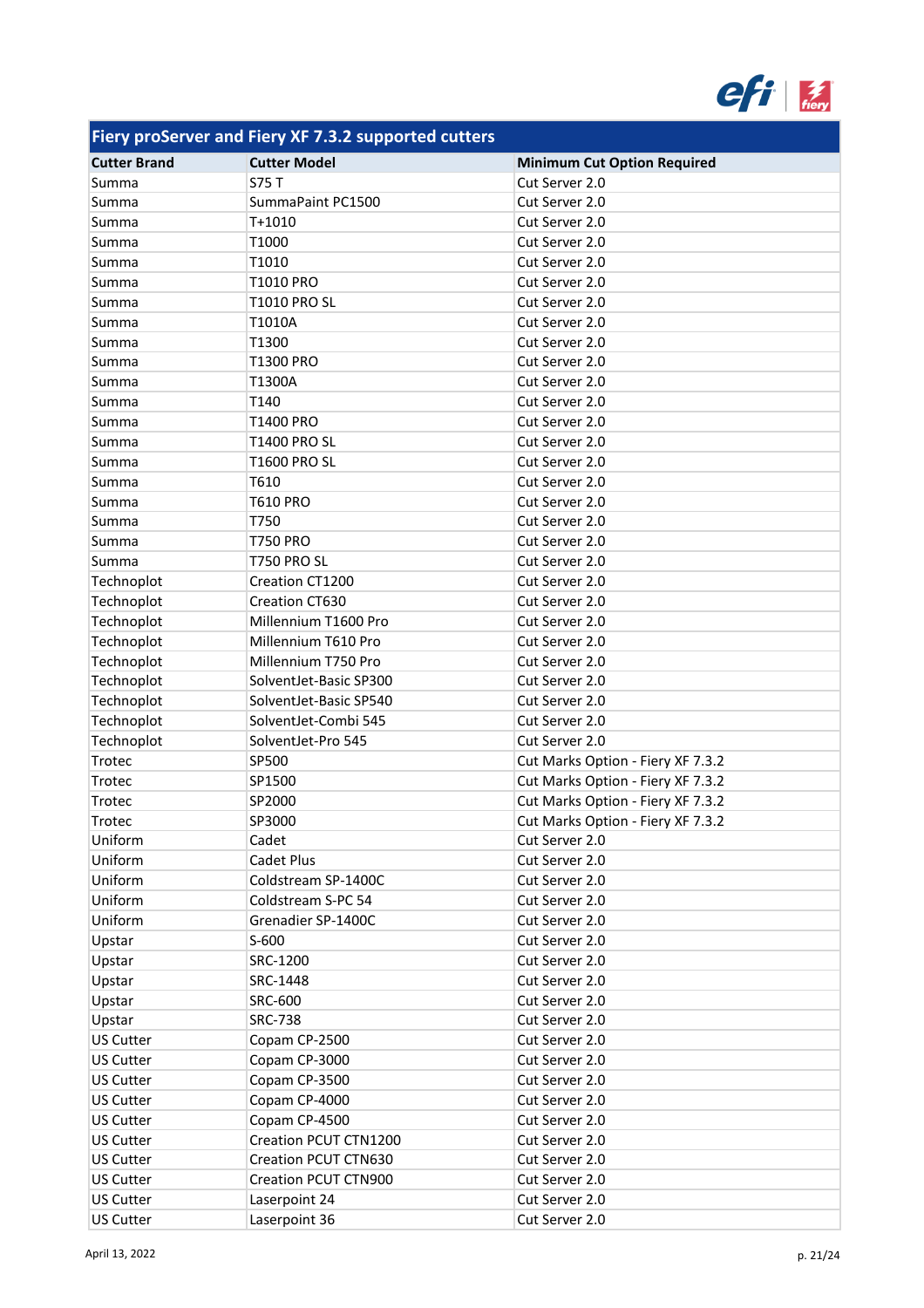| Fiery proServer and Fiery XF 7.3.2 supported cutters | | |
|---|---|---|
| **Cutter Brand** | **Cutter Model** | **Minimum Cut Option Required** |
| Summa | S75 T | Cut Server 2.0 |
| Summa | SummaPaint PC1500 | Cut Server 2.0 |
| Summa | T+1010 | Cut Server 2.0 |
| Summa | T1000 | Cut Server 2.0 |
| Summa | T1010 | Cut Server 2.0 |
| Summa | T1010 PRO | Cut Server 2.0 |
| Summa | T1010 PRO SL | Cut Server 2.0 |
| Summa | T1010A | Cut Server 2.0 |
| Summa | T1300 | Cut Server 2.0 |
| Summa | T1300 PRO | Cut Server 2.0 |
| Summa | T1300A | Cut Server 2.0 |
| Summa | T140 | Cut Server 2.0 |
| Summa | T1400 PRO | Cut Server 2.0 |
| Summa | T1400 PRO SL | Cut Server 2.0 |
| Summa | T1600 PRO SL | Cut Server 2.0 |
| Summa | T610 | Cut Server 2.0 |
| Summa | T610 PRO | Cut Server 2.0 |
| Summa | T750 | Cut Server 2.0 |
| Summa | T750 PRO | Cut Server 2.0 |
| Summa | T750 PRO SL | Cut Server 2.0 |
| Technoplot | Creation CT1200 | Cut Server 2.0 |
| Technoplot | Creation CT630 | Cut Server 2.0 |
| Technoplot | Millennium T1600 Pro | Cut Server 2.0 |
| Technoplot | Millennium T610 Pro | Cut Server 2.0 |
| Technoplot | Millennium T750 Pro | Cut Server 2.0 |
| Technoplot | SolventJet-Basic SP300 | Cut Server 2.0 |
| Technoplot | SolventJet-Basic SP540 | Cut Server 2.0 |
| Technoplot | SolventJet-Combi 545 | Cut Server 2.0 |
| Technoplot | SolventJet-Pro 545 | Cut Server 2.0 |
| Trotec | SP500 | Cut Marks Option - Fiery XF 7.3.2 |
| Trotec | SP1500 | Cut Marks Option - Fiery XF 7.3.2 |
| Trotec | SP2000 | Cut Marks Option - Fiery XF 7.3.2 |
| Trotec | SP3000 | Cut Marks Option - Fiery XF 7.3.2 |
| Uniform | Cadet | Cut Server 2.0 |
| Uniform | Cadet Plus | Cut Server 2.0 |
| Uniform | Coldstream SP-1400C | Cut Server 2.0 |
| Uniform | Coldstream S-PC 54 | Cut Server 2.0 |
| Uniform | Grenadier SP-1400C | Cut Server 2.0 |
| Upstar | S-600 | Cut Server 2.0 |
| Upstar | SRC-1200 | Cut Server 2.0 |
| Upstar | SRC-1448 | Cut Server 2.0 |
| Upstar | SRC-600 | Cut Server 2.0 |
| Upstar | SRC-738 | Cut Server 2.0 |
| US Cutter | Copam CP-2500 | Cut Server 2.0 |
| US Cutter | Copam CP-3000 | Cut Server 2.0 |
| US Cutter | Copam CP-3500 | Cut Server 2.0 |
| US Cutter | Copam CP-4000 | Cut Server 2.0 |
| US Cutter | Copam CP-4500 | Cut Server 2.0 |
| US Cutter | Creation PCUT CTN1200 | Cut Server 2.0 |
| US Cutter | Creation PCUT CTN630 | Cut Server 2.0 |
| US Cutter | Creation PCUT CTN900 | Cut Server 2.0 |
| US Cutter | Laserpoint 24 | Cut Server 2.0 |
| US Cutter | Laserpoint 36 | Cut Server 2.0 |

April 13, 2022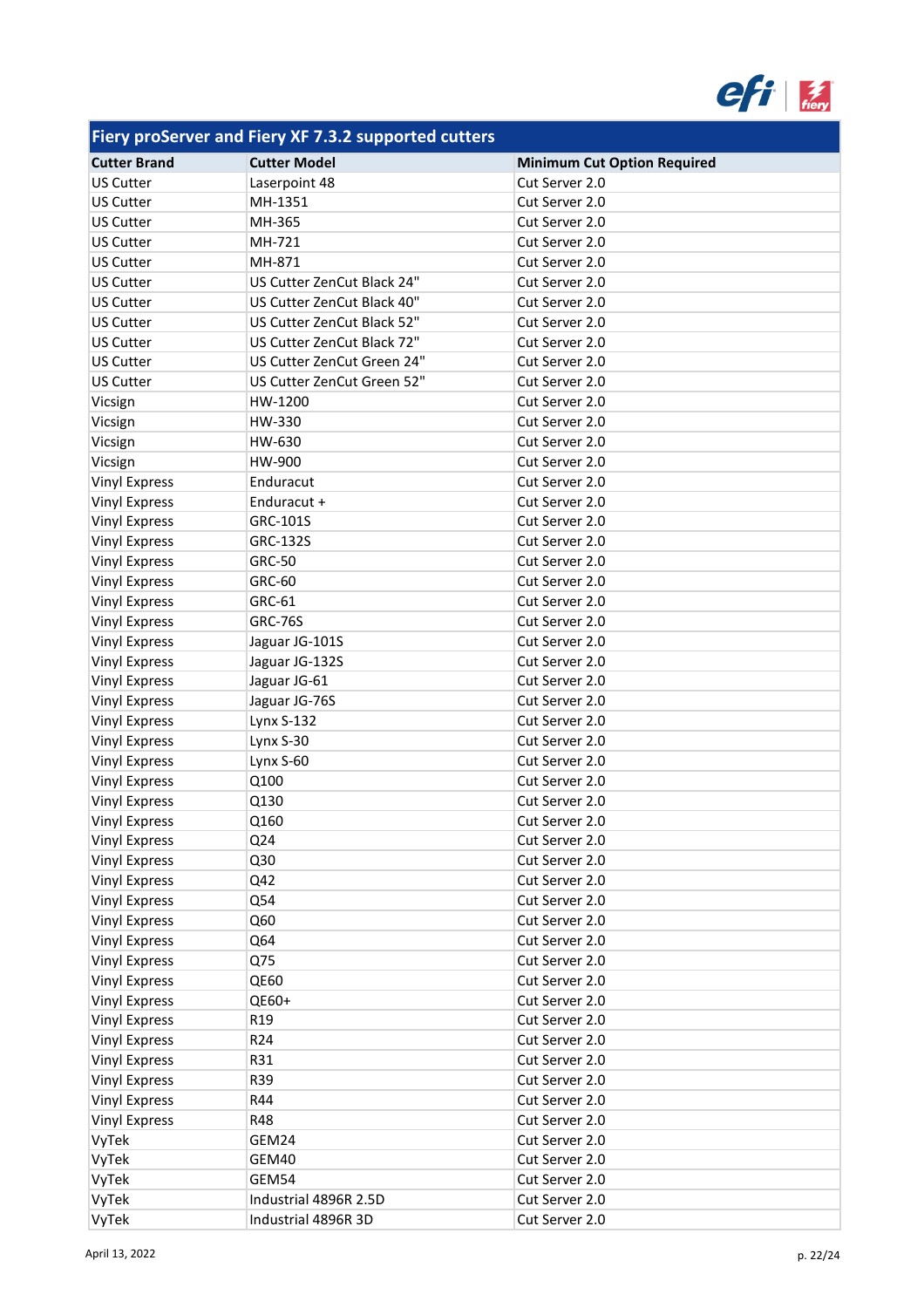| Fiery proServer and Fiery XF 7.3.2 supported cutters | | |
|---|---|---|
| **Cutter Brand** | **Cutter Model** | **Minimum Cut Option Required** |
| US Cutter | Laserpoint 48 | Cut Server 2.0 |
| US Cutter | MH-1351 | Cut Server 2.0 |
| US Cutter | MH-365 | Cut Server 2.0 |
| US Cutter | MH-721 | Cut Server 2.0 |
| US Cutter | MH-871 | Cut Server 2.0 |
| US Cutter | US Cutter ZenCut Black 24" | Cut Server 2.0 |
| US Cutter | US Cutter ZenCut Black 40" | Cut Server 2.0 |
| US Cutter | US Cutter ZenCut Black 52" | Cut Server 2.0 |
| US Cutter | US Cutter ZenCut Black 72" | Cut Server 2.0 |
| US Cutter | US Cutter ZenCut Green 24" | Cut Server 2.0 |
| US Cutter | US Cutter ZenCut Green 52" | Cut Server 2.0 |
| Vicsign | HW-1200 | Cut Server 2.0 |
| Vicsign | HW-330 | Cut Server 2.0 |
| Vicsign | HW-630 | Cut Server 2.0 |
| Vicsign | HW-900 | Cut Server 2.0 |
| Vinyl Express | Enduracut | Cut Server 2.0 |
| Vinyl Express | Enduracut + | Cut Server 2.0 |
| Vinyl Express | GRC-101S | Cut Server 2.0 |
| Vinyl Express | GRC-132S | Cut Server 2.0 |
| Vinyl Express | GRC-50 | Cut Server 2.0 |
| Vinyl Express | GRC-60 | Cut Server 2.0 |
| Vinyl Express | GRC-61 | Cut Server 2.0 |
| Vinyl Express | GRC-76S | Cut Server 2.0 |
| Vinyl Express | Jaguar JG-101S | Cut Server 2.0 |
| Vinyl Express | Jaguar JG-132S | Cut Server 2.0 |
| Vinyl Express | Jaguar JG-61 | Cut Server 2.0 |
| Vinyl Express | Jaguar JG-76S | Cut Server 2.0 |
| Vinyl Express | Lynx S-132 | Cut Server 2.0 |
| Vinyl Express | Lynx S-30 | Cut Server 2.0 |
| Vinyl Express | Lynx S-60 | Cut Server 2.0 |
| Vinyl Express | Q100 | Cut Server 2.0 |
| Vinyl Express | Q130 | Cut Server 2.0 |
| Vinyl Express | Q160 | Cut Server 2.0 |
| Vinyl Express | Q24 | Cut Server 2.0 |
| Vinyl Express | Q30 | Cut Server 2.0 |
| Vinyl Express | Q42 | Cut Server 2.0 |
| Vinyl Express | Q54 | Cut Server 2.0 |
| Vinyl Express | Q60 | Cut Server 2.0 |
| Vinyl Express | Q64 | Cut Server 2.0 |
| Vinyl Express | Q75 | Cut Server 2.0 |
| Vinyl Express | QE60 | Cut Server 2.0 |
| Vinyl Express | QE60+ | Cut Server 2.0 |
| Vinyl Express | R19 | Cut Server 2.0 |
| Vinyl Express | R24 | Cut Server 2.0 |
| Vinyl Express | R31 | Cut Server 2.0 |
| Vinyl Express | R39 | Cut Server 2.0 |
| Vinyl Express | R44 | Cut Server 2.0 |
| Vinyl Express | R48 | Cut Server 2.0 |
| VyTek | GEM24 | Cut Server 2.0 |
| VyTek | GEM40 | Cut Server 2.0 |
| VyTek | GEM54 | Cut Server 2.0 |
| VyTek | Industrial 4896R 2.5D | Cut Server 2.0 |
| VyTek | Industrial 4896R 3D | Cut Server 2.0 |

April 13, 2022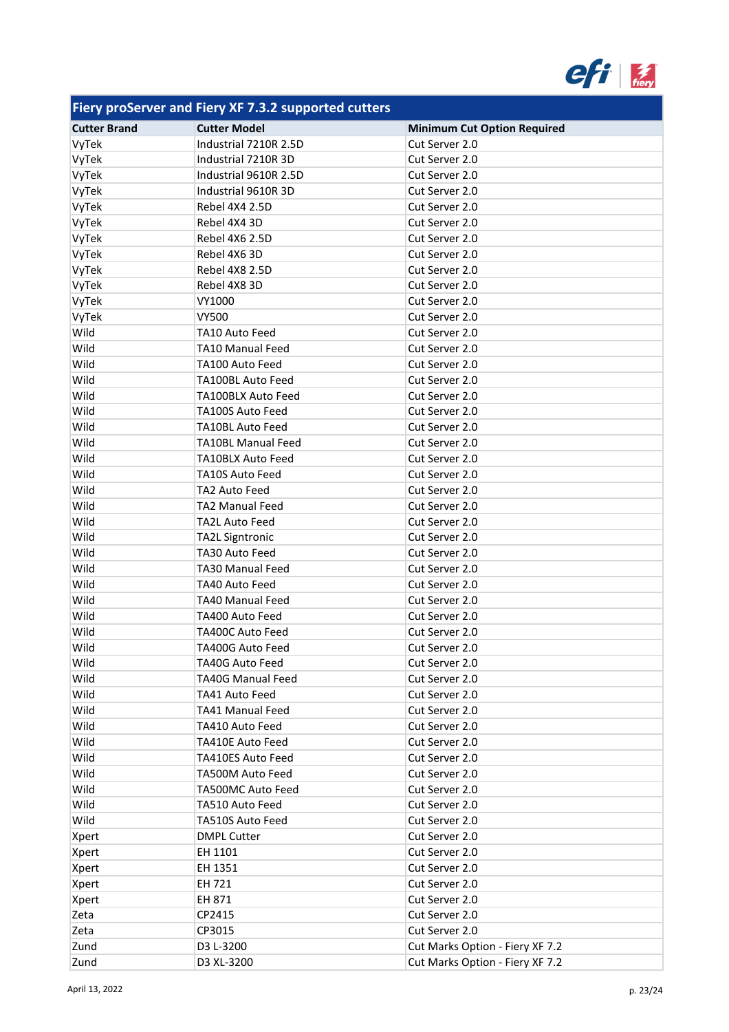| Fiery proServer and Fiery XF 7.3.2 supported cutters | | |
|---|---|---|
| **Cutter Brand** | **Cutter Model** | **Minimum Cut Option Required** |
| VyTek | Industrial 7210R 2.5D | Cut Server 2.0 |
| VyTek | Industrial 7210R 3D | Cut Server 2.0 |
| VyTek | Industrial 9610R 2.5D | Cut Server 2.0 |
| VyTek | Industrial 9610R 3D | Cut Server 2.0 |
| VyTek | Rebel 4X4 2.5D | Cut Server 2.0 |
| VyTek | Rebel 4X4 3D | Cut Server 2.0 |
| VyTek | Rebel 4X6 2.5D | Cut Server 2.0 |
| VyTek | Rebel 4X6 3D | Cut Server 2.0 |
| VyTek | Rebel 4X8 2.5D | Cut Server 2.0 |
| VyTek | Rebel 4X8 3D | Cut Server 2.0 |
| VyTek | VY1000 | Cut Server 2.0 |
| VyTek | VY500 | Cut Server 2.0 |
| Wild | TA10 Auto Feed | Cut Server 2.0 |
| Wild | TA10 Manual Feed | Cut Server 2.0 |
| Wild | TA100 Auto Feed | Cut Server 2.0 |
| Wild | TA100BL Auto Feed | Cut Server 2.0 |
| Wild | TA100BLX Auto Feed | Cut Server 2.0 |
| Wild | TA100S Auto Feed | Cut Server 2.0 |
| Wild | TA10BL Auto Feed | Cut Server 2.0 |
| Wild | TA10BL Manual Feed | Cut Server 2.0 |
| Wild | TA10BLX Auto Feed | Cut Server 2.0 |
| Wild | TA10S Auto Feed | Cut Server 2.0 |
| Wild | TA2 Auto Feed | Cut Server 2.0 |
| Wild | TA2 Manual Feed | Cut Server 2.0 |
| Wild | TA2L Auto Feed | Cut Server 2.0 |
| Wild | TA2L Signtronic | Cut Server 2.0 |
| Wild | TA30 Auto Feed | Cut Server 2.0 |
| Wild | TA30 Manual Feed | Cut Server 2.0 |
| Wild | TA40 Auto Feed | Cut Server 2.0 |
| Wild | TA40 Manual Feed | Cut Server 2.0 |
| Wild | TA400 Auto Feed | Cut Server 2.0 |
| Wild | TA400C Auto Feed | Cut Server 2.0 |
| Wild | TA400G Auto Feed | Cut Server 2.0 |
| Wild | TA40G Auto Feed | Cut Server 2.0 |
| Wild | TA40G Manual Feed | Cut Server 2.0 |
| Wild | TA41 Auto Feed | Cut Server 2.0 |
| Wild | TA41 Manual Feed | Cut Server 2.0 |
| Wild | TA410 Auto Feed | Cut Server 2.0 |
| Wild | TA410E Auto Feed | Cut Server 2.0 |
| Wild | TA410ES Auto Feed | Cut Server 2.0 |
| Wild | TA500M Auto Feed | Cut Server 2.0 |
| Wild | TA500MC Auto Feed | Cut Server 2.0 |
| Wild | TA510 Auto Feed | Cut Server 2.0 |
| Wild | TA510S Auto Feed | Cut Server 2.0 |
| Xpert | DMPL Cutter | Cut Server 2.0 |
| Xpert | EH 1101 | Cut Server 2.0 |
| Xpert | EH 1351 | Cut Server 2.0 |
| Xpert | EH 721 | Cut Server 2.0 |
| Xpert | EH 871 | Cut Server 2.0 |
| Zeta | CP2415 | Cut Server 2.0 |
| Zeta | CP3015 | Cut Server 2.0 |
| Zund | D3 L-3200 | Cut Marks Option - Fiery XF 7.2 |
| Zund | D3 XL-3200 | Cut Marks Option - Fiery XF 7.2 |

April 13, 2022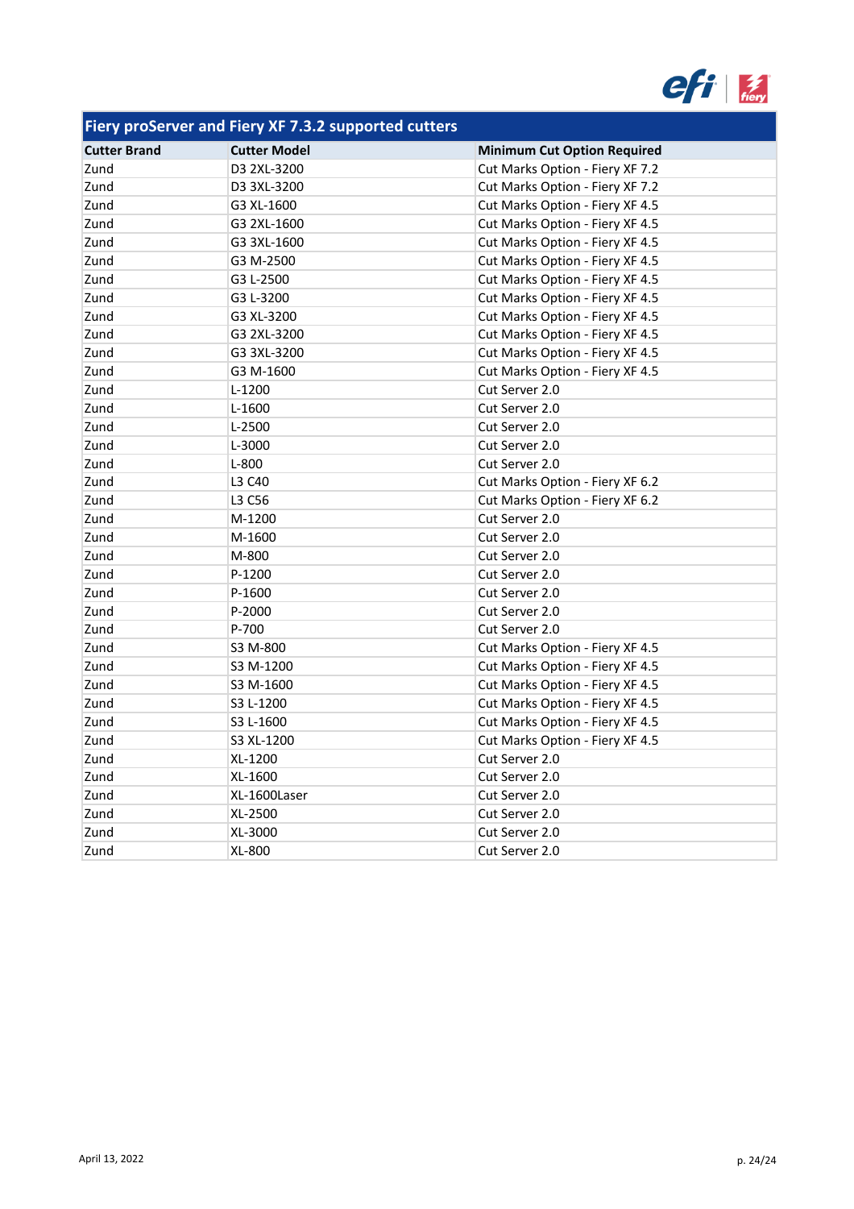## Fiery proServer and Fiery XF 7.3.2 supported cutters

| Cutter Brand | Cutter Model | Minimum Cut Option Required |
|---|---|---|
| Zund | D3 2XL-3200 | Cut Marks Option - Fiery XF 7.2 |
| Zund | D3 3XL-3200 | Cut Marks Option - Fiery XF 7.2 |
| Zund | G3 XL-1600 | Cut Marks Option - Fiery XF 4.5 |
| Zund | G3 2XL-1600 | Cut Marks Option - Fiery XF 4.5 |
| Zund | G3 3XL-1600 | Cut Marks Option - Fiery XF 4.5 |
| Zund | G3 M-2500 | Cut Marks Option - Fiery XF 4.5 |
| Zund | G3 L-2500 | Cut Marks Option - Fiery XF 4.5 |
| Zund | G3 L-3200 | Cut Marks Option - Fiery XF 4.5 |
| Zund | G3 XL-3200 | Cut Marks Option - Fiery XF 4.5 |
| Zund | G3 2XL-3200 | Cut Marks Option - Fiery XF 4.5 |
| Zund | G3 3XL-3200 | Cut Marks Option - Fiery XF 4.5 |
| Zund | G3 M-1600 | Cut Marks Option - Fiery XF 4.5 |
| Zund | L-1200 | Cut Server 2.0 |
| Zund | L-1600 | Cut Server 2.0 |
| Zund | L-2500 | Cut Server 2.0 |
| Zund | L-3000 | Cut Server 2.0 |
| Zund | L-800 | Cut Server 2.0 |
| Zund | L3 C40 | Cut Marks Option - Fiery XF 6.2 |
| Zund | L3 C56 | Cut Marks Option - Fiery XF 6.2 |
| Zund | M-1200 | Cut Server 2.0 |
| Zund | M-1600 | Cut Server 2.0 |
| Zund | M-800 | Cut Server 2.0 |
| Zund | P-1200 | Cut Server 2.0 |
| Zund | P-1600 | Cut Server 2.0 |
| Zund | P-2000 | Cut Server 2.0 |
| Zund | P-700 | Cut Server 2.0 |
| Zund | S3 M-800 | Cut Marks Option - Fiery XF 4.5 |
| Zund | S3 M-1200 | Cut Marks Option - Fiery XF 4.5 |
| Zund | S3 M-1600 | Cut Marks Option - Fiery XF 4.5 |
| Zund | S3 L-1200 | Cut Marks Option - Fiery XF 4.5 |
| Zund | S3 L-1600 | Cut Marks Option - Fiery XF 4.5 |
| Zund | S3 XL-1200 | Cut Marks Option - Fiery XF 4.5 |
| Zund | XL-1200 | Cut Server 2.0 |
| Zund | XL-1600 | Cut Server 2.0 |
| Zund | XL-1600Laser | Cut Server 2.0 |
| Zund | XL-2500 | Cut Server 2.0 |
| Zund | XL-3000 | Cut Server 2.0 |
| Zund | XL-800 | Cut Server 2.0 |

April 13, 2022